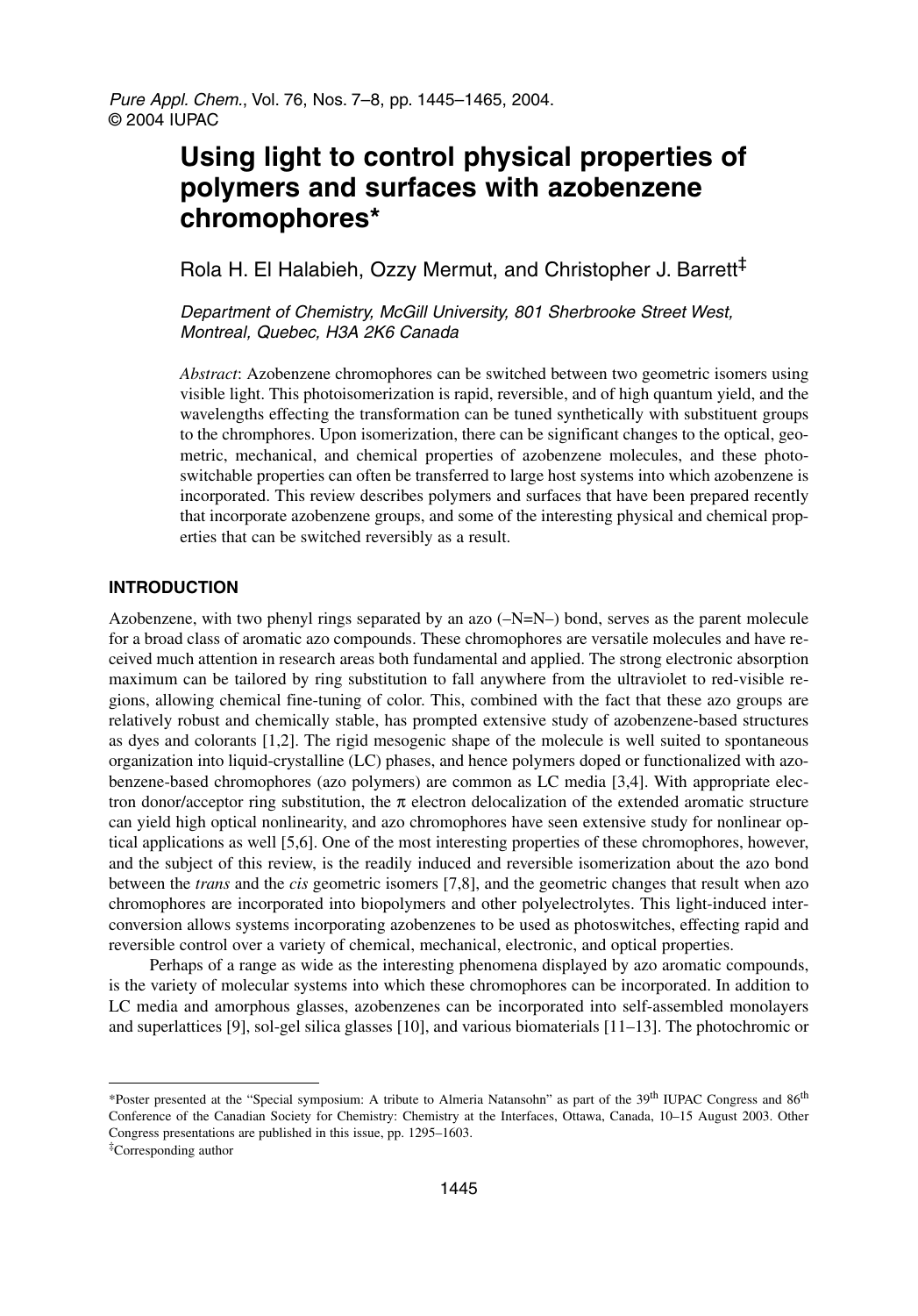# Using light to control physical properties of polymers and surfaces with azobenzene chromophores*

Rola H. El Halabieh, Ozzy Mermut, and Christopher J. Barrett‡

*Department of Chemistry, McGill University, 801 Sherbrooke Street West, Montreal, Quebec, H3A 2K6 Canada*

*Abstract*: Azobenzene chromophores can be switched between two geometric isomers using visible light. This photoisomerization is rapid, reversible, and of high quantum yield, and the wavelengths effecting the transformation can be tuned synthetically with substituent groups to the chromphores. Upon isomerization, there can be significant changes to the optical, geometric, mechanical, and chemical properties of azobenzene molecules, and these photoswitchable properties can often be transferred to large host systems into which azobenzene is incorporated. This review describes polymers and surfaces that have been prepared recently that incorporate azobenzene groups, and some of the interesting physical and chemical properties that can be switched reversibly as a result.

## INTRODUCTION

Azobenzene, with two phenyl rings separated by an azo (–N=N–) bond, serves as the parent molecule for a broad class of aromatic azo compounds. These chromophores are versatile molecules and have received much attention in research areas both fundamental and applied. The strong electronic absorption maximum can be tailored by ring substitution to fall anywhere from the ultraviolet to red-visible regions, allowing chemical fine-tuning of color. This, combined with the fact that these azo groups are relatively robust and chemically stable, has prompted extensive study of azobenzene-based structures as dyes and colorants [1,2]. The rigid mesogenic shape of the molecule is well suited to spontaneous organization into liquid-crystalline (LC) phases, and hence polymers doped or functionalized with azobenzene-based chromophores (azo polymers) are common as LC media [3,4]. With appropriate electron donor/acceptor ring substitution, the π electron delocalization of the extended aromatic structure can yield high optical nonlinearity, and azo chromophores have seen extensive study for nonlinear optical applications as well [5,6]. One of the most interesting properties of these chromophores, however, and the subject of this review, is the readily induced and reversible isomerization about the azo bond between the *trans* and the *cis* geometric isomers [7,8], and the geometric changes that result when azo chromophores are incorporated into biopolymers and other polyelectrolytes. This light-induced interconversion allows systems incorporating azobenzenes to be used as photoswitches, effecting rapid and reversible control over a variety of chemical, mechanical, electronic, and optical properties.

Perhaps of a range as wide as the interesting phenomena displayed by azo aromatic compounds, is the variety of molecular systems into which these chromophores can be incorporated. In addition to LC media and amorphous glasses, azobenzenes can be incorporated into self-assembled monolayers and superlattices [9], sol-gel silica glasses [10], and various biomaterials [11–13]. The photochromic or

---

*Poster presented at the "Special symposium: A tribute to Almeria Natansohn" as part of the 39th IUPAC Congress and 86th Conference of the Canadian Society for Chemistry: Chemistry at the Interfaces, Ottawa, Canada, 10–15 August 2003. Other Congress presentations are published in this issue, pp. 1295–1603.

‡Corresponding author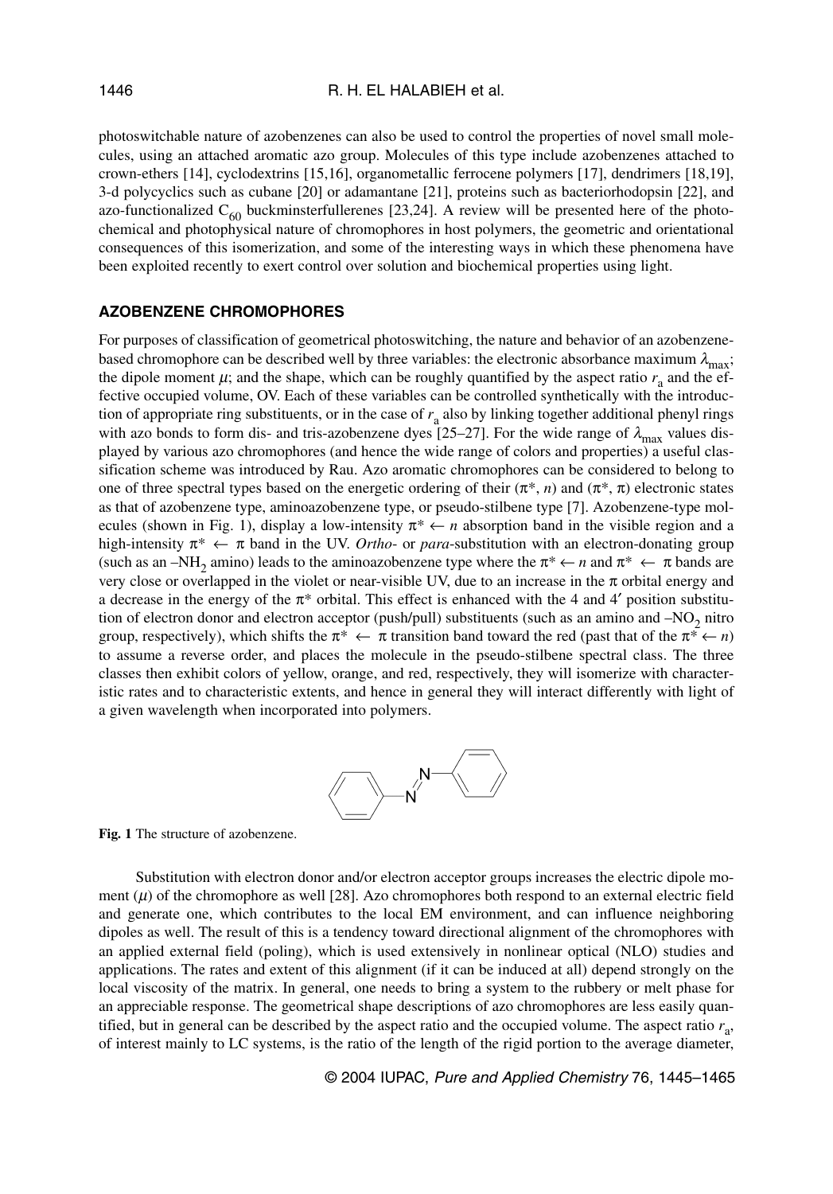photoswitchable nature of azobenzenes can also be used to control the properties of novel small molecules, using an attached aromatic azo group. Molecules of this type include azobenzenes attached to crown-ethers [14], cyclodextrins [15,16], organometallic ferrocene polymers [17], dendrimers [18,19], 3-d polycyclics such as cubane [20] or adamantane [21], proteins such as bacteriorhodopsin [22], and azo-functionalized $C_{60}$ buckminsterfullerenes [23,24]. A review will be presented here of the photochemical and photophysical nature of chromophores in host polymers, the geometric and orientational consequences of this isomerization, and some of the interesting ways in which these phenomena have been exploited recently to exert control over solution and biochemical properties using light.

## AZOBENZENE CHROMOPHORES

For purposes of classification of geometrical photoswitching, the nature and behavior of an azobenzene-based chromophore can be described well by three variables: the electronic absorbance maximum $\lambda_{max}$; the dipole moment $\mu$; and the shape, which can be roughly quantified by the aspect ratio $r_a$ and the effective occupied volume, OV. Each of these variables can be controlled synthetically with the introduction of appropriate ring substituents, or in the case of $r_a$ also by linking together additional phenyl rings with azo bonds to form dis- and tris-azobenzene dyes [25–27]. For the wide range of $\lambda_{max}$ values displayed by various azo chromophores (and hence the wide range of colors and properties) a useful classification scheme was introduced by Rau. Azo aromatic chromophores can be considered to belong to one of three spectral types based on the energetic ordering of their ($\pi^*$, $n$) and ($\pi^*$, $\pi$) electronic states as that of azobenzene type, aminoazobenzene type, or pseudo-stilbene type [7]. Azobenzene-type molecules (shown in Fig. 1), display a low-intensity $\pi^* \leftarrow n$ absorption band in the visible region and a high-intensity $\pi^* \leftarrow \pi$ band in the UV. *Ortho*- or *para*-substitution with an electron-donating group (such as an $-NH_2$ amino) leads to the aminoazobenzene type where the $\pi^* \leftarrow n$ and $\pi^* \leftarrow \pi$ bands are very close or overlapped in the violet or near-visible UV, due to an increase in the $\pi$ orbital energy and a decrease in the energy of the $\pi^*$ orbital. This effect is enhanced with the 4 and 4′ position substitution of electron donor and electron acceptor (push/pull) substituents (such as an amino and $-NO_2$ nitro group, respectively), which shifts the $\pi^* \leftarrow \pi$ transition band toward the red (past that of the $\pi^* \leftarrow n$) to assume a reverse order, and places the molecule in the pseudo-stilbene spectral class. The three classes then exhibit colors of yellow, orange, and red, respectively, they will isomerize with characteristic rates and to characteristic extents, and hence in general they will interact differently with light of a given wavelength when incorporated into polymers.

**Fig. 1** The structure of azobenzene.

Substitution with electron donor and/or electron acceptor groups increases the electric dipole moment ($\mu$) of the chromophore as well [28]. Azo chromophores both respond to an external electric field and generate one, which contributes to the local EM environment, and can influence neighboring dipoles as well. The result of this is a tendency toward directional alignment of the chromophores with an applied external field (poling), which is used extensively in nonlinear optical (NLO) studies and applications. The rates and extent of this alignment (if it can be induced at all) depend strongly on the local viscosity of the matrix. In general, one needs to bring a system to the rubbery or melt phase for an appreciable response. The geometrical shape descriptions of azo chromophores are less easily quantified, but in general can be described by the aspect ratio and the occupied volume. The aspect ratio $r_a$, of interest mainly to LC systems, is the ratio of the length of the rigid portion to the average diameter,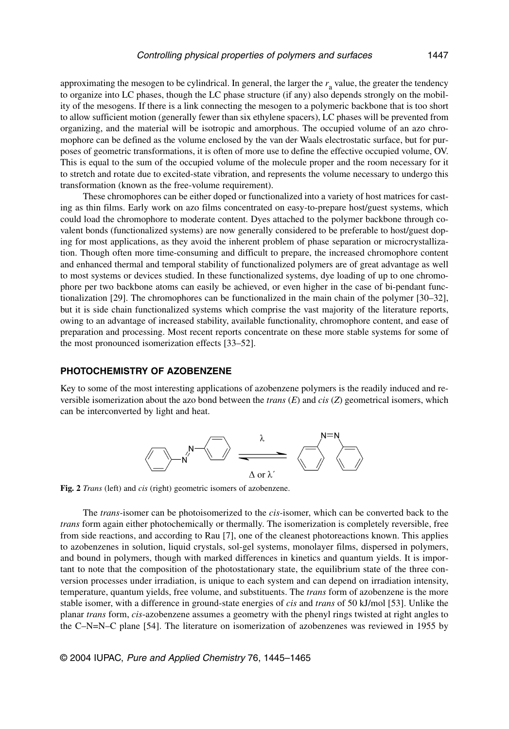approximating the mesogen to be cylindrical. In general, the larger the $r_a$ value, the greater the tendency to organize into LC phases, though the LC phase structure (if any) also depends strongly on the mobility of the mesogens. If there is a link connecting the mesogen to a polymeric backbone that is too short to allow sufficient motion (generally fewer than six ethylene spacers), LC phases will be prevented from organizing, and the material will be isotropic and amorphous. The occupied volume of an azo chromophore can be defined as the volume enclosed by the van der Waals electrostatic surface, but for purposes of geometric transformations, it is often of more use to define the effective occupied volume, OV. This is equal to the sum of the occupied volume of the molecule proper and the room necessary for it to stretch and rotate due to excited-state vibration, and represents the volume necessary to undergo this transformation (known as the free-volume requirement).

These chromophores can be either doped or functionalized into a variety of host matrices for casting as thin films. Early work on azo films concentrated on easy-to-prepare host/guest systems, which could load the chromophore to moderate content. Dyes attached to the polymer backbone through covalent bonds (functionalized systems) are now generally considered to be preferable to host/guest doping for most applications, as they avoid the inherent problem of phase separation or microcrystallization. Though often more time-consuming and difficult to prepare, the increased chromophore content and enhanced thermal and temporal stability of functionalized polymers are of great advantage as well to most systems or devices studied. In these functionalized systems, dye loading of up to one chromophore per two backbone atoms can easily be achieved, or even higher in the case of bi-pendant functionalization [29]. The chromophores can be functionalized in the main chain of the polymer [30–32], but it is side chain functionalized systems which comprise the vast majority of the literature reports, owing to an advantage of increased stability, available functionality, chromophore content, and ease of preparation and processing. Most recent reports concentrate on these more stable systems for some of the most pronounced isomerization effects [33–52].

## PHOTOCHEMISTRY OF AZOBENZENE

Key to some of the most interesting applications of azobenzene polymers is the readily induced and reversible isomerization about the azo bond between the *trans* (*E*) and *cis* (*Z*) geometrical isomers, which can be interconverted by light and heat.

**Fig. 2** *Trans* (left) and *cis* (right) geometric isomers of azobenzene.

The *trans*-isomer can be photoisomerized to the *cis*-isomer, which can be converted back to the *trans* form again either photochemically or thermally. The isomerization is completely reversible, free from side reactions, and according to Rau [7], one of the cleanest photoreactions known. This applies to azobenzenes in solution, liquid crystals, sol-gel systems, monolayer films, dispersed in polymers, and bound in polymers, though with marked differences in kinetics and quantum yields. It is important to note that the composition of the photostationary state, the equilibrium state of the three conversion processes under irradiation, is unique to each system and can depend on irradiation intensity, temperature, quantum yields, free volume, and substituents. The *trans* form of azobenzene is the more stable isomer, with a difference in ground-state energies of *cis* and *trans* of 50 kJ/mol [53]. Unlike the planar *trans* form, *cis*-azobenzene assumes a geometry with the phenyl rings twisted at right angles to the C–N=N–C plane [54]. The literature on isomerization of azobenzenes was reviewed in 1955 by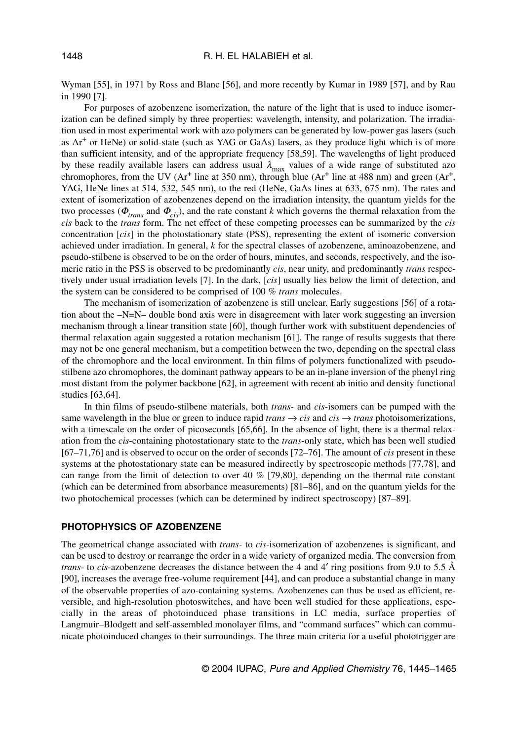Wyman [55], in 1971 by Ross and Blanc [56], and more recently by Kumar in 1989 [57], and by Rau in 1990 [7].

For purposes of azobenzene isomerization, the nature of the light that is used to induce isomerization can be defined simply by three properties: wavelength, intensity, and polarization. The irradiation used in most experimental work with azo polymers can be generated by low-power gas lasers (such as $Ar^+$ or HeNe) or solid-state (such as YAG or GaAs) lasers, as they produce light which is of more than sufficient intensity, and of the appropriate frequency [58,59]. The wavelengths of light produced by these readily available lasers can address usual $\lambda_{max}$ values of a wide range of substituted azo chromophores, from the UV ($Ar^+$ line at 350 nm), through blue ($Ar^+$ line at 488 nm) and green ($Ar^+$, YAG, HeNe lines at 514, 532, 545 nm), to the red (HeNe, GaAs lines at 633, 675 nm). The rates and extent of isomerization of azobenzenes depend on the irradiation intensity, the quantum yields for the two processes ($\Phi_{trans}$ and $\Phi_{cis}$), and the rate constant $k$ which governs the thermal relaxation from the *cis* back to the *trans* form. The net effect of these competing processes can be summarized by the *cis* concentration [*cis*] in the photostationary state (PSS), representing the extent of isomeric conversion achieved under irradiation. In general, $k$ for the spectral classes of azobenzene, aminoazobenzene, and pseudo-stilbene is observed to be on the order of hours, minutes, and seconds, respectively, and the isomeric ratio in the PSS is observed to be predominantly *cis*, near unity, and predominantly *trans* respectively under usual irradiation levels [7]. In the dark, [*cis*] usually lies below the limit of detection, and the system can be considered to be comprised of 100 % *trans* molecules.

The mechanism of isomerization of azobenzene is still unclear. Early suggestions [56] of a rotation about the –N=N– double bond axis were in disagreement with later work suggesting an inversion mechanism through a linear transition state [60], though further work with substituent dependencies of thermal relaxation again suggested a rotation mechanism [61]. The range of results suggests that there may not be one general mechanism, but a competition between the two, depending on the spectral class of the chromophore and the local environment. In thin films of polymers functionalized with pseudo-stilbene azo chromophores, the dominant pathway appears to be an in-plane inversion of the phenyl ring most distant from the polymer backbone [62], in agreement with recent ab initio and density functional studies [63,64].

In thin films of pseudo-stilbene materials, both *trans*- and *cis*-isomers can be pumped with the same wavelength in the blue or green to induce rapid *trans* → *cis* and *cis* → *trans* photoisomerizations, with a timescale on the order of picoseconds [65,66]. In the absence of light, there is a thermal relaxation from the *cis*-containing photostationary state to the *trans*-only state, which has been well studied [67–71,76] and is observed to occur on the order of seconds [72–76]. The amount of *cis* present in these systems at the photostationary state can be measured indirectly by spectroscopic methods [77,78], and can range from the limit of detection to over 40 % [79,80], depending on the thermal rate constant (which can be determined from absorbance measurements) [81–86], and on the quantum yields for the two photochemical processes (which can be determined by indirect spectroscopy) [87–89].

## PHOTOPHYSICS OF AZOBENZENE

The geometrical change associated with *trans*- to *cis*-isomerization of azobenzenes is significant, and can be used to destroy or rearrange the order in a wide variety of organized media. The conversion from *trans*- to *cis*-azobenzene decreases the distance between the 4 and 4′ ring positions from 9.0 to 5.5 Å [90], increases the average free-volume requirement [44], and can produce a substantial change in many of the observable properties of azo-containing systems. Azobenzenes can thus be used as efficient, reversible, and high-resolution photoswitches, and have been well studied for these applications, especially in the areas of photoinduced phase transitions in LC media, surface properties of Langmuir–Blodgett and self-assembled monolayer films, and "command surfaces" which can communicate photoinduced changes to their surroundings. The three main criteria for a useful phototrigger are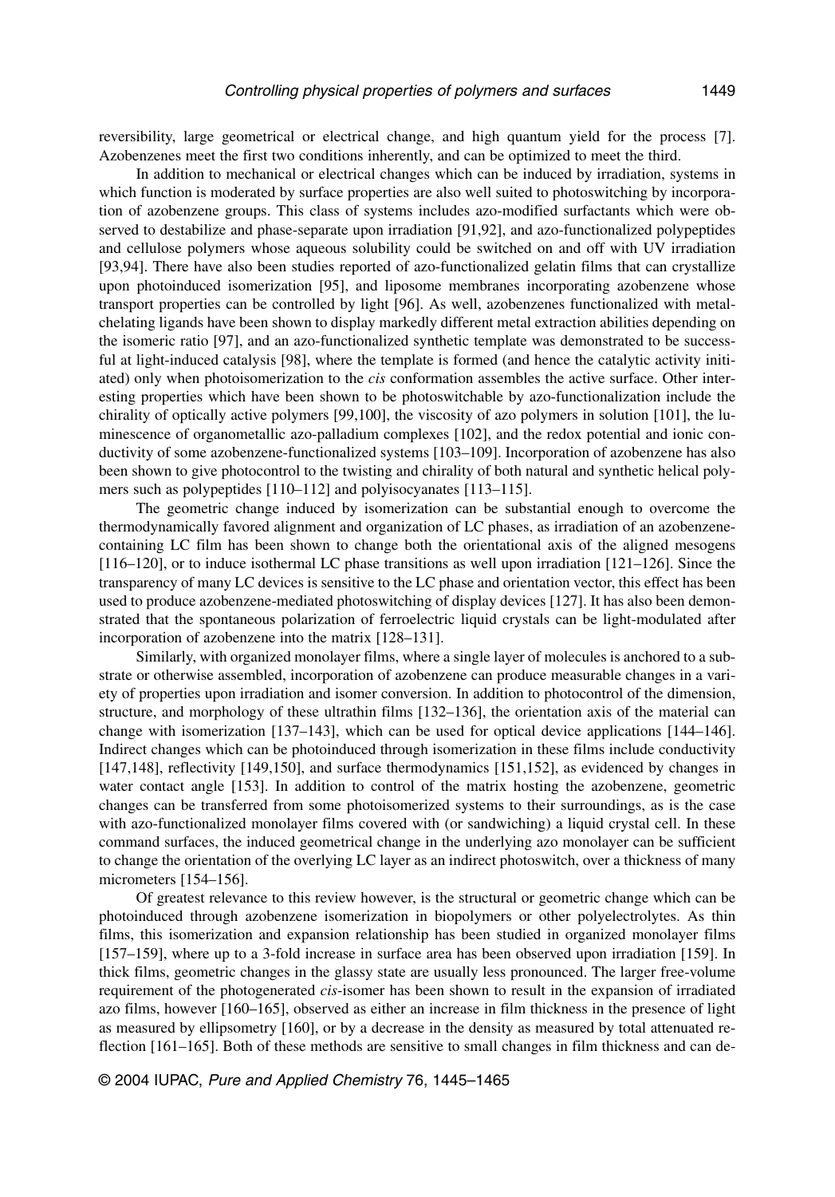reversibility, large geometrical or electrical change, and high quantum yield for the process [7]. Azobenzenes meet the first two conditions inherently, and can be optimized to meet the third.

In addition to mechanical or electrical changes which can be induced by irradiation, systems in which function is moderated by surface properties are also well suited to photoswitching by incorporation of azobenzene groups. This class of systems includes azo-modified surfactants which were observed to destabilize and phase-separate upon irradiation [91,92], and azo-functionalized polypeptides and cellulose polymers whose aqueous solubility could be switched on and off with UV irradiation [93,94]. There have also been studies reported of azo-functionalized gelatin films that can crystallize upon photoinduced isomerization [95], and liposome membranes incorporating azobenzene whose transport properties can be controlled by light [96]. As well, azobenzenes functionalized with metal-chelating ligands have been shown to display markedly different metal extraction abilities depending on the isomeric ratio [97], and an azo-functionalized synthetic template was demonstrated to be successful at light-induced catalysis [98], where the template is formed (and hence the catalytic activity initiated) only when photoisomerization to the *cis* conformation assembles the active surface. Other interesting properties which have been shown to be photoswitchable by azo-functionalization include the chirality of optically active polymers [99,100], the viscosity of azo polymers in solution [101], the luminescence of organometallic azo-palladium complexes [102], and the redox potential and ionic conductivity of some azobenzene-functionalized systems [103–109]. Incorporation of azobenzene has also been shown to give photocontrol to the twisting and chirality of both natural and synthetic helical polymers such as polypeptides [110–112] and polyisocyanates [113–115].

The geometric change induced by isomerization can be substantial enough to overcome the thermodynamically favored alignment and organization of LC phases, as irradiation of an azobenzene-containing LC film has been shown to change both the orientational axis of the aligned mesogens [116–120], or to induce isothermal LC phase transitions as well upon irradiation [121–126]. Since the transparency of many LC devices is sensitive to the LC phase and orientation vector, this effect has been used to produce azobenzene-mediated photoswitching of display devices [127]. It has also been demonstrated that the spontaneous polarization of ferroelectric liquid crystals can be light-modulated after incorporation of azobenzene into the matrix [128–131].

Similarly, with organized monolayer films, where a single layer of molecules is anchored to a substrate or otherwise assembled, incorporation of azobenzene can produce measurable changes in a variety of properties upon irradiation and isomer conversion. In addition to photocontrol of the dimension, structure, and morphology of these ultrathin films [132–136], the orientation axis of the material can change with isomerization [137–143], which can be used for optical device applications [144–146]. Indirect changes which can be photoinduced through isomerization in these films include conductivity [147,148], reflectivity [149,150], and surface thermodynamics [151,152], as evidenced by changes in water contact angle [153]. In addition to control of the matrix hosting the azobenzene, geometric changes can be transferred from some photoisomerized systems to their surroundings, as is the case with azo-functionalized monolayer films covered with (or sandwiching) a liquid crystal cell. In these command surfaces, the induced geometrical change in the underlying azo monolayer can be sufficient to change the orientation of the overlying LC layer as an indirect photoswitch, over a thickness of many micrometers [154–156].

Of greatest relevance to this review however, is the structural or geometric change which can be photoinduced through azobenzene isomerization in biopolymers or other polyelectrolytes. As thin films, this isomerization and expansion relationship has been studied in organized monolayer films [157–159], where up to a 3-fold increase in surface area has been observed upon irradiation [159]. In thick films, geometric changes in the glassy state are usually less pronounced. The larger free-volume requirement of the photogenerated *cis*-isomer has been shown to result in the expansion of irradiated azo films, however [160–165], observed as either an increase in film thickness in the presence of light as measured by ellipsometry [160], or by a decrease in the density as measured by total attenuated reflection [161–165]. Both of these methods are sensitive to small changes in film thickness and can de-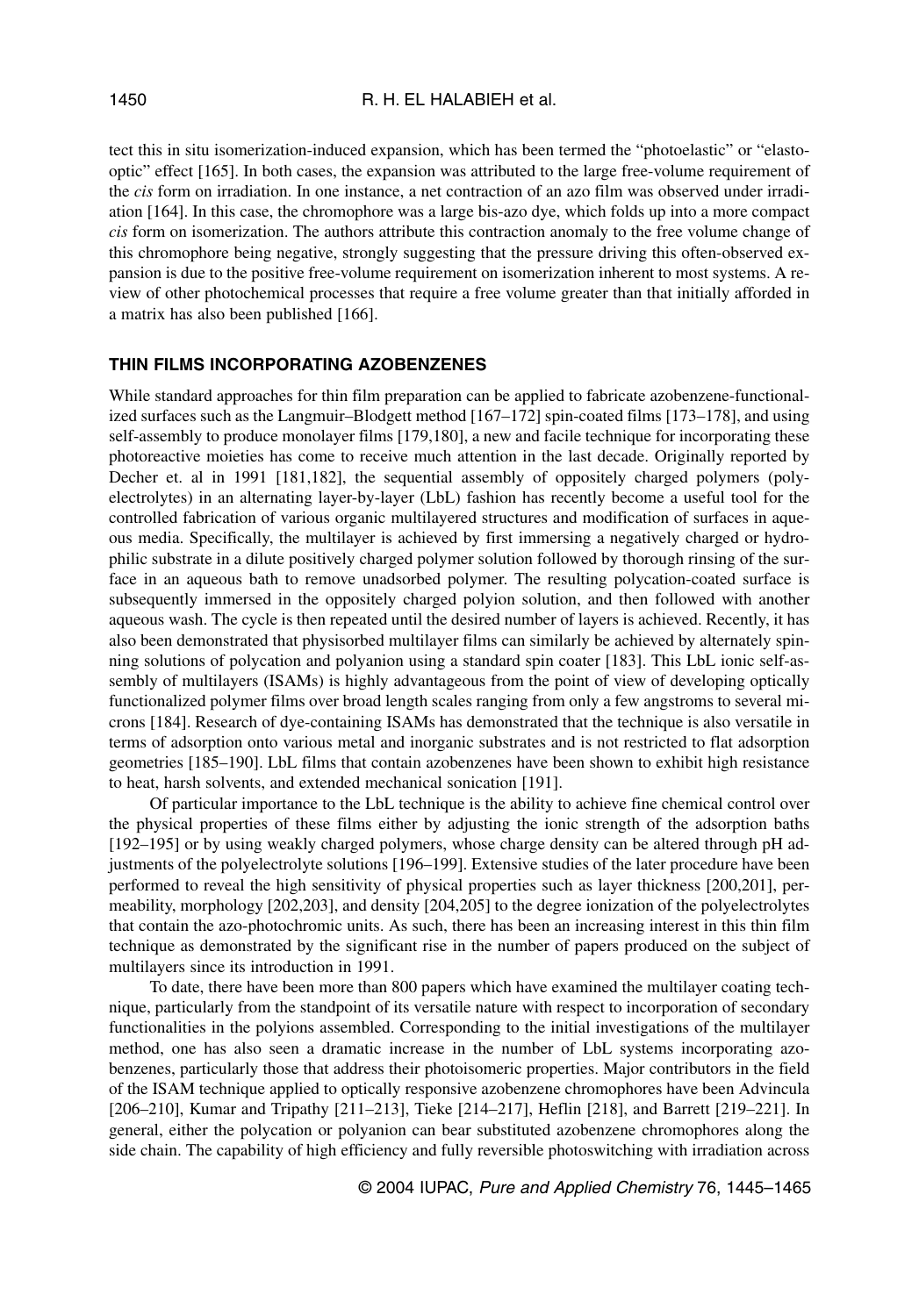tect this in situ isomerization-induced expansion, which has been termed the "photoelastic" or "elasto-optic" effect [165]. In both cases, the expansion was attributed to the large free-volume requirement of the *cis* form on irradiation. In one instance, a net contraction of an azo film was observed under irradiation [164]. In this case, the chromophore was a large bis-azo dye, which folds up into a more compact *cis* form on isomerization. The authors attribute this contraction anomaly to the free volume change of this chromophore being negative, strongly suggesting that the pressure driving this often-observed expansion is due to the positive free-volume requirement on isomerization inherent to most systems. A review of other photochemical processes that require a free volume greater than that initially afforded in a matrix has also been published [166].

## THIN FILMS INCORPORATING AZOBENZENES

While standard approaches for thin film preparation can be applied to fabricate azobenzene-functionalized surfaces such as the Langmuir–Blodgett method [167–172] spin-coated films [173–178], and using self-assembly to produce monolayer films [179,180], a new and facile technique for incorporating these photoreactive moieties has come to receive much attention in the last decade. Originally reported by Decher et. al in 1991 [181,182], the sequential assembly of oppositely charged polymers (polyelectrolytes) in an alternating layer-by-layer (LbL) fashion has recently become a useful tool for the controlled fabrication of various organic multilayered structures and modification of surfaces in aqueous media. Specifically, the multilayer is achieved by first immersing a negatively charged or hydrophilic substrate in a dilute positively charged polymer solution followed by thorough rinsing of the surface in an aqueous bath to remove unadsorbed polymer. The resulting polycation-coated surface is subsequently immersed in the oppositely charged polyion solution, and then followed with another aqueous wash. The cycle is then repeated until the desired number of layers is achieved. Recently, it has also been demonstrated that physisorbed multilayer films can similarly be achieved by alternately spinning solutions of polycation and polyanion using a standard spin coater [183]. This LbL ionic self-assembly of multilayers (ISAMs) is highly advantageous from the point of view of developing optically functionalized polymer films over broad length scales ranging from only a few angstroms to several microns [184]. Research of dye-containing ISAMs has demonstrated that the technique is also versatile in terms of adsorption onto various metal and inorganic substrates and is not restricted to flat adsorption geometries [185–190]. LbL films that contain azobenzenes have been shown to exhibit high resistance to heat, harsh solvents, and extended mechanical sonication [191].

Of particular importance to the LbL technique is the ability to achieve fine chemical control over the physical properties of these films either by adjusting the ionic strength of the adsorption baths [192–195] or by using weakly charged polymers, whose charge density can be altered through pH adjustments of the polyelectrolyte solutions [196–199]. Extensive studies of the later procedure have been performed to reveal the high sensitivity of physical properties such as layer thickness [200,201], permeability, morphology [202,203], and density [204,205] to the degree ionization of the polyelectrolytes that contain the azo-photochromic units. As such, there has been an increasing interest in this thin film technique as demonstrated by the significant rise in the number of papers produced on the subject of multilayers since its introduction in 1991.

To date, there have been more than 800 papers which have examined the multilayer coating technique, particularly from the standpoint of its versatile nature with respect to incorporation of secondary functionalities in the polyions assembled. Corresponding to the initial investigations of the multilayer method, one has also seen a dramatic increase in the number of LbL systems incorporating azobenzenes, particularly those that address their photoisomeric properties. Major contributors in the field of the ISAM technique applied to optically responsive azobenzene chromophores have been Advincula [206–210], Kumar and Tripathy [211–213], Tieke [214–217], Heflin [218], and Barrett [219–221]. In general, either the polycation or polyanion can bear substituted azobenzene chromophores along the side chain. The capability of high efficiency and fully reversible photoswitching with irradiation across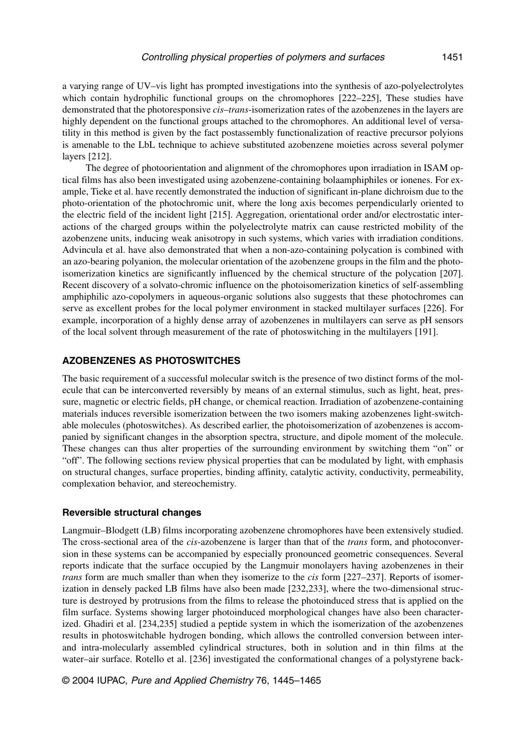a varying range of UV–vis light has prompted investigations into the synthesis of azo-polyelectrolytes which contain hydrophilic functional groups on the chromophores [222–225], These studies have demonstrated that the photoresponsive *cis–trans*-isomerization rates of the azobenzenes in the layers are highly dependent on the functional groups attached to the chromophores. An additional level of versatility in this method is given by the fact postassembly functionalization of reactive precursor polyions is amenable to the LbL technique to achieve substituted azobenzene moieties across several polymer layers [212].

The degree of photoorientation and alignment of the chromophores upon irradiation in ISAM optical films has also been investigated using azobenzene-containing bolaamphiphiles or ionenes. For example, Tieke et al. have recently demonstrated the induction of significant in-plane dichroism due to the photo-orientation of the photochromic unit, where the long axis becomes perpendicularly oriented to the electric field of the incident light [215]. Aggregation, orientational order and/or electrostatic interactions of the charged groups within the polyelectrolyte matrix can cause restricted mobility of the azobenzene units, inducing weak anisotropy in such systems, which varies with irradiation conditions. Advincula et al. have also demonstrated that when a non-azo-containing polycation is combined with an azo-bearing polyanion, the molecular orientation of the azobenzene groups in the film and the photoisomerization kinetics are significantly influenced by the chemical structure of the polycation [207]. Recent discovery of a solvato-chromic influence on the photoisomerization kinetics of self-assembling amphiphilic azo-copolymers in aqueous-organic solutions also suggests that these photochromes can serve as excellent probes for the local polymer environment in stacked multilayer surfaces [226]. For example, incorporation of a highly dense array of azobenzenes in multilayers can serve as pH sensors of the local solvent through measurement of the rate of photoswitching in the multilayers [191].

## AZOBENZENES AS PHOTOSWITCHES

The basic requirement of a successful molecular switch is the presence of two distinct forms of the molecule that can be interconverted reversibly by means of an external stimulus, such as light, heat, pressure, magnetic or electric fields, pH change, or chemical reaction. Irradiation of azobenzene-containing materials induces reversible isomerization between the two isomers making azobenzenes light-switchable molecules (photoswitches). As described earlier, the photoisomerization of azobenzenes is accompanied by significant changes in the absorption spectra, structure, and dipole moment of the molecule. These changes can thus alter properties of the surrounding environment by switching them "on" or "off". The following sections review physical properties that can be modulated by light, with emphasis on structural changes, surface properties, binding affinity, catalytic activity, conductivity, permeability, complexation behavior, and stereochemistry.

### Reversible structural changes

Langmuir–Blodgett (LB) films incorporating azobenzene chromophores have been extensively studied. The cross-sectional area of the *cis*-azobenzene is larger than that of the *trans* form, and photoconversion in these systems can be accompanied by especially pronounced geometric consequences. Several reports indicate that the surface occupied by the Langmuir monolayers having azobenzenes in their *trans* form are much smaller than when they isomerize to the *cis* form [227–237]. Reports of isomerization in densely packed LB films have also been made [232,233], where the two-dimensional structure is destroyed by protrusions from the films to release the photoinduced stress that is applied on the film surface. Systems showing larger photoinduced morphological changes have also been characterized. Ghadiri et al. [234,235] studied a peptide system in which the isomerization of the azobenzenes results in photoswitchable hydrogen bonding, which allows the controlled conversion between inter- and intra-molecularly assembled cylindrical structures, both in solution and in thin films at the water–air surface. Rotello et al. [236] investigated the conformational changes of a polystyrene back-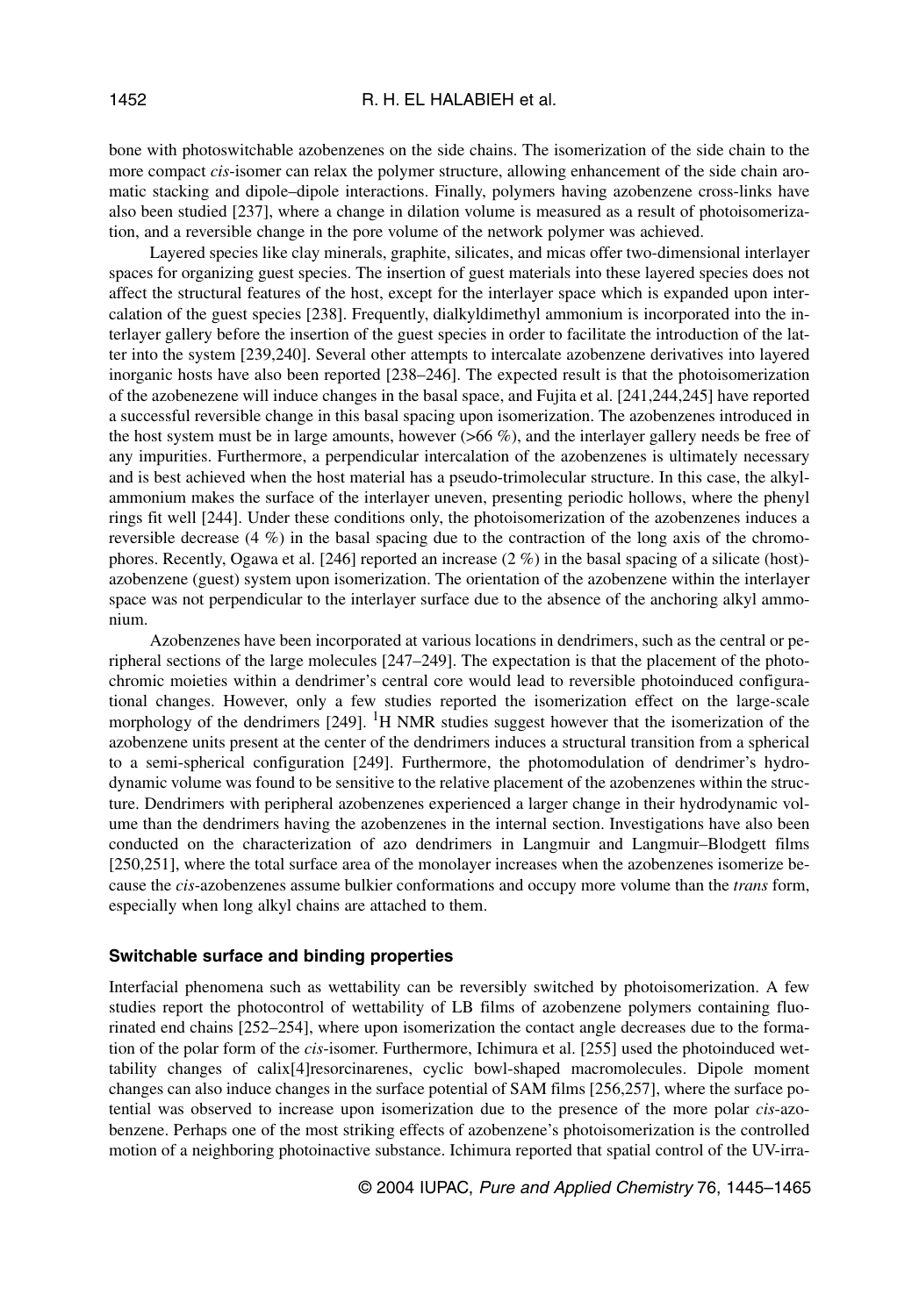bone with photoswitchable azobenzenes on the side chains. The isomerization of the side chain to the more compact *cis*-isomer can relax the polymer structure, allowing enhancement of the side chain aromatic stacking and dipole–dipole interactions. Finally, polymers having azobenzene cross-links have also been studied [237], where a change in dilation volume is measured as a result of photoisomerization, and a reversible change in the pore volume of the network polymer was achieved.

Layered species like clay minerals, graphite, silicates, and micas offer two-dimensional interlayer spaces for organizing guest species. The insertion of guest materials into these layered species does not affect the structural features of the host, except for the interlayer space which is expanded upon intercalation of the guest species [238]. Frequently, dialkyldimethyl ammonium is incorporated into the interlayer gallery before the insertion of the guest species in order to facilitate the introduction of the latter into the system [239,240]. Several other attempts to intercalate azobenzene derivatives into layered inorganic hosts have also been reported [238–246]. The expected result is that the photoisomerization of the azobenezene will induce changes in the basal space, and Fujita et al. [241,244,245] have reported a successful reversible change in this basal spacing upon isomerization. The azobenzenes introduced in the host system must be in large amounts, however (>66 %), and the interlayer gallery needs be free of any impurities. Furthermore, a perpendicular intercalation of the azobenzenes is ultimately necessary and is best achieved when the host material has a pseudo-trimolecular structure. In this case, the alkylammonium makes the surface of the interlayer uneven, presenting periodic hollows, where the phenyl rings fit well [244]. Under these conditions only, the photoisomerization of the azobenzenes induces a reversible decrease (4 %) in the basal spacing due to the contraction of the long axis of the chromophores. Recently, Ogawa et al. [246] reported an increase (2 %) in the basal spacing of a silicate (host)-azobenzene (guest) system upon isomerization. The orientation of the azobenzene within the interlayer space was not perpendicular to the interlayer surface due to the absence of the anchoring alkyl ammonium.

Azobenzenes have been incorporated at various locations in dendrimers, such as the central or peripheral sections of the large molecules [247–249]. The expectation is that the placement of the photochromic moieties within a dendrimer's central core would lead to reversible photoinduced configurational changes. However, only a few studies reported the isomerization effect on the large-scale morphology of the dendrimers [249]. $^{1}$H NMR studies suggest however that the isomerization of the azobenzene units present at the center of the dendrimers induces a structural transition from a spherical to a semi-spherical configuration [249]. Furthermore, the photomodulation of dendrimer's hydrodynamic volume was found to be sensitive to the relative placement of the azobenzenes within the structure. Dendrimers with peripheral azobenzenes experienced a larger change in their hydrodynamic volume than the dendrimers having the azobenzenes in the internal section. Investigations have also been conducted on the characterization of azo dendrimers in Langmuir and Langmuir–Blodgett films [250,251], where the total surface area of the monolayer increases when the azobenzenes isomerize because the *cis*-azobenzenes assume bulkier conformations and occupy more volume than the *trans* form, especially when long alkyl chains are attached to them.

## Switchable surface and binding properties

Interfacial phenomena such as wettability can be reversibly switched by photoisomerization. A few studies report the photocontrol of wettability of LB films of azobenzene polymers containing fluorinated end chains [252–254], where upon isomerization the contact angle decreases due to the formation of the polar form of the *cis*-isomer. Furthermore, Ichimura et al. [255] used the photoinduced wettability changes of calix[4]resorcinarenes, cyclic bowl-shaped macromolecules. Dipole moment changes can also induce changes in the surface potential of SAM films [256,257], where the surface potential was observed to increase upon isomerization due to the presence of the more polar *cis*-azobenzene. Perhaps one of the most striking effects of azobenzene's photoisomerization is the controlled motion of a neighboring photoinactive substance. Ichimura reported that spatial control of the UV-irra-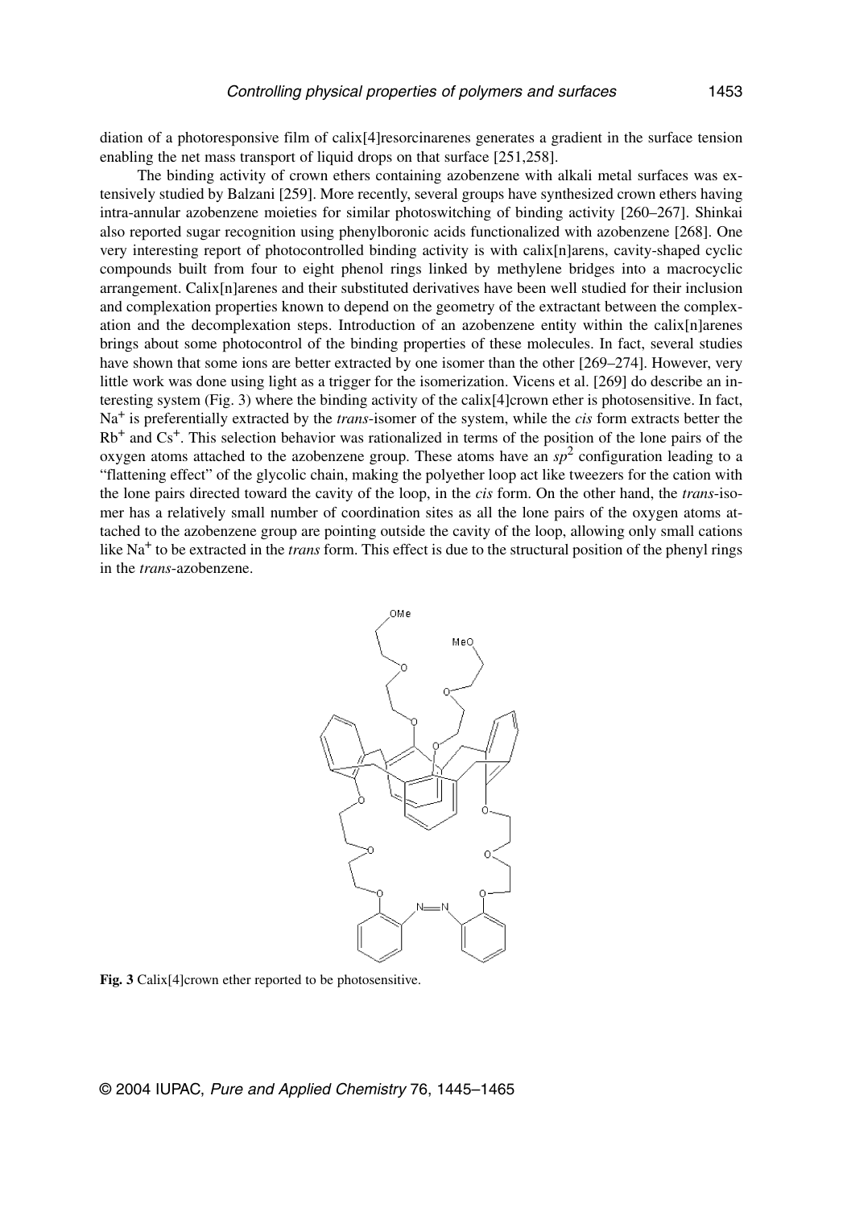diation of a photoresponsive film of calix[4]resorcinarenes generates a gradient in the surface tension enabling the net mass transport of liquid drops on that surface [251,258].

The binding activity of crown ethers containing azobenzene with alkali metal surfaces was extensively studied by Balzani [259]. More recently, several groups have synthesized crown ethers having intra-annular azobenzene moieties for similar photoswitching of binding activity [260–267]. Shinkai also reported sugar recognition using phenylboronic acids functionalized with azobenzene [268]. One very interesting report of photocontrolled binding activity is with calix[n]arens, cavity-shaped cyclic compounds built from four to eight phenol rings linked by methylene bridges into a macrocyclic arrangement. Calix[n]arenes and their substituted derivatives have been well studied for their inclusion and complexation properties known to depend on the geometry of the extractant between the complexation and the decomplexation steps. Introduction of an azobenzene entity within the calix[n]arenes brings about some photocontrol of the binding properties of these molecules. In fact, several studies have shown that some ions are better extracted by one isomer than the other [269–274]. However, very little work was done using light as a trigger for the isomerization. Vicens et al. [269] do describe an interesting system (Fig. 3) where the binding activity of the calix[4]crown ether is photosensitive. In fact, $Na^+$ is preferentially extracted by the *trans*-isomer of the system, while the *cis* form extracts better the $Rb^+$ and $Cs^+$. This selection behavior was rationalized in terms of the position of the lone pairs of the oxygen atoms attached to the azobenzene group. These atoms have an $sp^2$ configuration leading to a "flattening effect" of the glycolic chain, making the polyether loop act like tweezers for the cation with the lone pairs directed toward the cavity of the loop, in the *cis* form. On the other hand, the *trans*-isomer has a relatively small number of coordination sites as all the lone pairs of the oxygen atoms attached to the azobenzene group are pointing outside the cavity of the loop, allowing only small cations like $Na^+$ to be extracted in the *trans* form. This effect is due to the structural position of the phenyl rings in the *trans*-azobenzene.

**Fig. 3** Calix[4]crown ether reported to be photosensitive.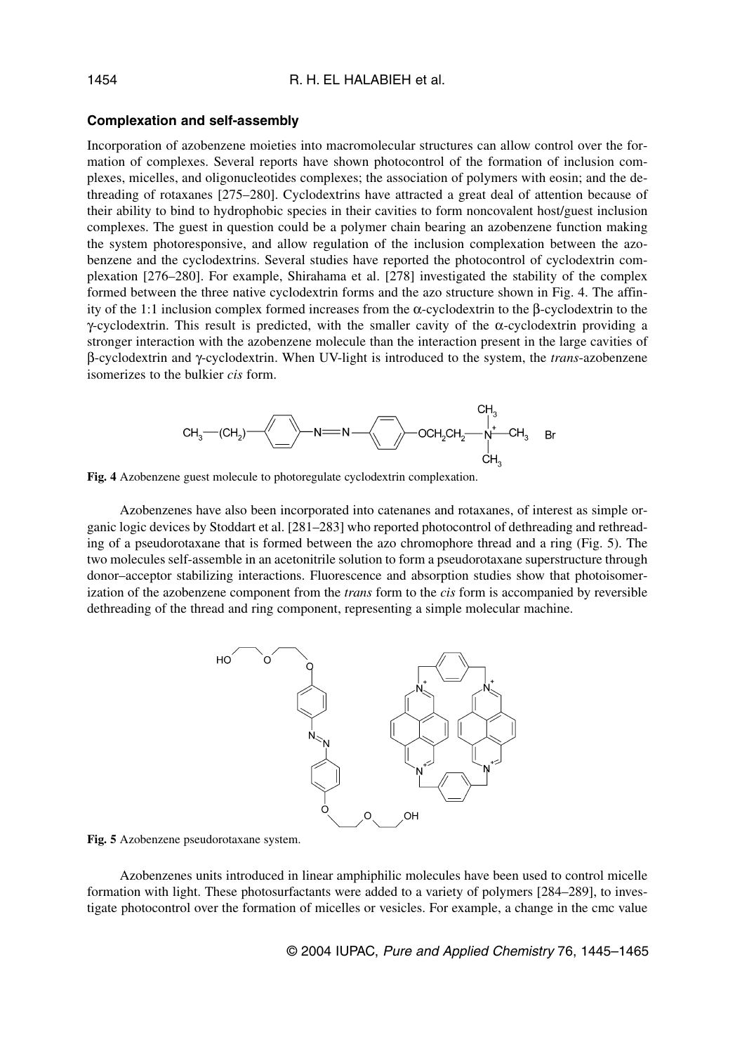### Complexation and self-assembly

Incorporation of azobenzene moieties into macromolecular structures can allow control over the formation of complexes. Several reports have shown photocontrol of the formation of inclusion complexes, micelles, and oligonucleotides complexes; the association of polymers with eosin; and the dethreading of rotaxanes [275–280]. Cyclodextrins have attracted a great deal of attention because of their ability to bind to hydrophobic species in their cavities to form noncovalent host/guest inclusion complexes. The guest in question could be a polymer chain bearing an azobenzene function making the system photoresponsive, and allow regulation of the inclusion complexation between the azobenzene and the cyclodextrins. Several studies have reported the photocontrol of cyclodextrin complexation [276–280]. For example, Shirahama et al. [278] investigated the stability of the complex formed between the three native cyclodextrin forms and the azo structure shown in Fig. 4. The affinity of the 1:1 inclusion complex formed increases from the α-cyclodextrin to the β-cyclodextrin to the γ-cyclodextrin. This result is predicted, with the smaller cavity of the α-cyclodextrin providing a stronger interaction with the azobenzene molecule than the interaction present in the large cavities of β-cyclodextrin and γ-cyclodextrin. When UV-light is introduced to the system, the *trans*-azobenzene isomerizes to the bulkier *cis* form.

**Fig. 4** Azobenzene guest molecule to photoregulate cyclodextrin complexation.

Azobenzenes have also been incorporated into catenanes and rotaxanes, of interest as simple organic logic devices by Stoddart et al. [281–283] who reported photocontrol of dethreading and rethreading of a pseudorotaxane that is formed between the azo chromophore thread and a ring (Fig. 5). The two molecules self-assemble in an acetonitrile solution to form a pseudorotaxane superstructure through donor–acceptor stabilizing interactions. Fluorescence and absorption studies show that photoisomerization of the azobenzene component from the *trans* to the *cis* form is accompanied by reversible dethreading of the thread and ring component, representing a simple molecular machine.

**Fig. 5** Azobenzene pseudorotaxane system.

Azobenzenes units introduced in linear amphiphilic molecules have been used to control micelle formation with light. These photosurfactants were added to a variety of polymers [284–289], to investigate photocontrol over the formation of micelles or vesicles. For example, a change in the cmc value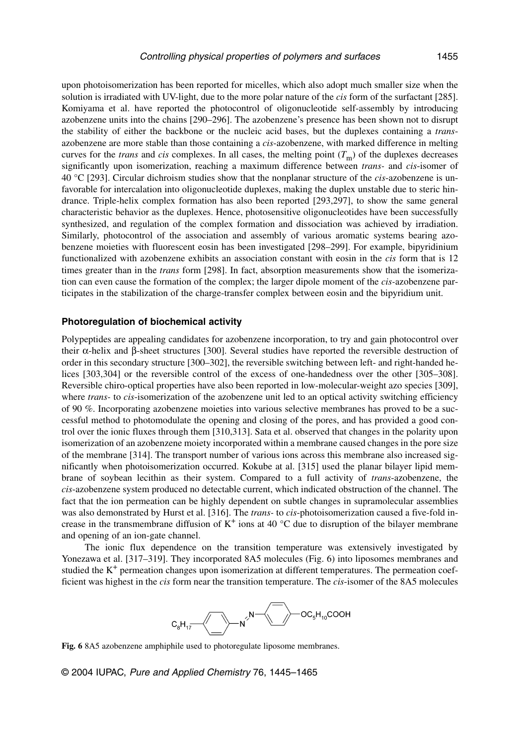upon photoisomerization has been reported for micelles, which also adopt much smaller size when the solution is irradiated with UV-light, due to the more polar nature of the *cis* form of the surfactant [285]. Komiyama et al. have reported the photocontrol of oligonucleotide self-assembly by introducing azobenzene units into the chains [290–296]. The azobenzene's presence has been shown not to disrupt the stability of either the backbone or the nucleic acid bases, but the duplexes containing a *trans*-azobenzene are more stable than those containing a *cis*-azobenzene, with marked difference in melting curves for the *trans* and *cis* complexes. In all cases, the melting point ($T_m$) of the duplexes decreases significantly upon isomerization, reaching a maximum difference between *trans*- and *cis*-isomer of 40 °C [293]. Circular dichroism studies show that the nonplanar structure of the *cis*-azobenzene is unfavorable for intercalation into oligonucleotide duplexes, making the duplex unstable due to steric hindrance. Triple-helix complex formation has also been reported [293,297], to show the same general characteristic behavior as the duplexes. Hence, photosensitive oligonucleotides have been successfully synthesized, and regulation of the complex formation and dissociation was achieved by irradiation. Similarly, photocontrol of the association and assembly of various aromatic systems bearing azobenzene moieties with fluorescent eosin has been investigated [298–299]. For example, bipyridinium functionalized with azobenzene exhibits an association constant with eosin in the *cis* form that is 12 times greater than in the *trans* form [298]. In fact, absorption measurements show that the isomerization can even cause the formation of the complex; the larger dipole moment of the *cis*-azobenzene participates in the stabilization of the charge-transfer complex between eosin and the bipyridium unit.

### Photoregulation of biochemical activity

Polypeptides are appealing candidates for azobenzene incorporation, to try and gain photocontrol over their α-helix and β-sheet structures [300]. Several studies have reported the reversible destruction of order in this secondary structure [300–302], the reversible switching between left- and right-handed helices [303,304] or the reversible control of the excess of one-handedness over the other [305–308]. Reversible chiro-optical properties have also been reported in low-molecular-weight azo species [309], where *trans*- to *cis*-isomerization of the azobenzene unit led to an optical activity switching efficiency of 90 %. Incorporating azobenzene moieties into various selective membranes has proved to be a successful method to photomodulate the opening and closing of the pores, and has provided a good control over the ionic fluxes through them [310,313]. Sata et al. observed that changes in the polarity upon isomerization of an azobenzene moiety incorporated within a membrane caused changes in the pore size of the membrane [314]. The transport number of various ions across this membrane also increased significantly when photoisomerization occurred. Kokube at al. [315] used the planar bilayer lipid membrane of soybean lecithin as their system. Compared to a full activity of *trans*-azobenzene, the *cis*-azobenzene system produced no detectable current, which indicated obstruction of the channel. The fact that the ion permeation can be highly dependent on subtle changes in supramolecular assemblies was also demonstrated by Hurst et al. [316]. The *trans*- to *cis*-photoisomerization caused a five-fold increase in the transmembrane diffusion of $K^+$ ions at 40 °C due to disruption of the bilayer membrane and opening of an ion-gate channel.

The ionic flux dependence on the transition temperature was extensively investigated by Yonezawa et al. [317–319]. They incorporated 8A5 molecules (Fig. 6) into liposomes membranes and studied the $K^+$ permeation changes upon isomerization at different temperatures. The permeation coefficient was highest in the *cis* form near the transition temperature. The *cis*-isomer of the 8A5 molecules

$C_8H_{17}$–C₆H₄–N=N–C₆H₄–$OC_5H_{10}COOH$

**Fig. 6** 8A5 azobenzene amphiphile used to photoregulate liposome membranes.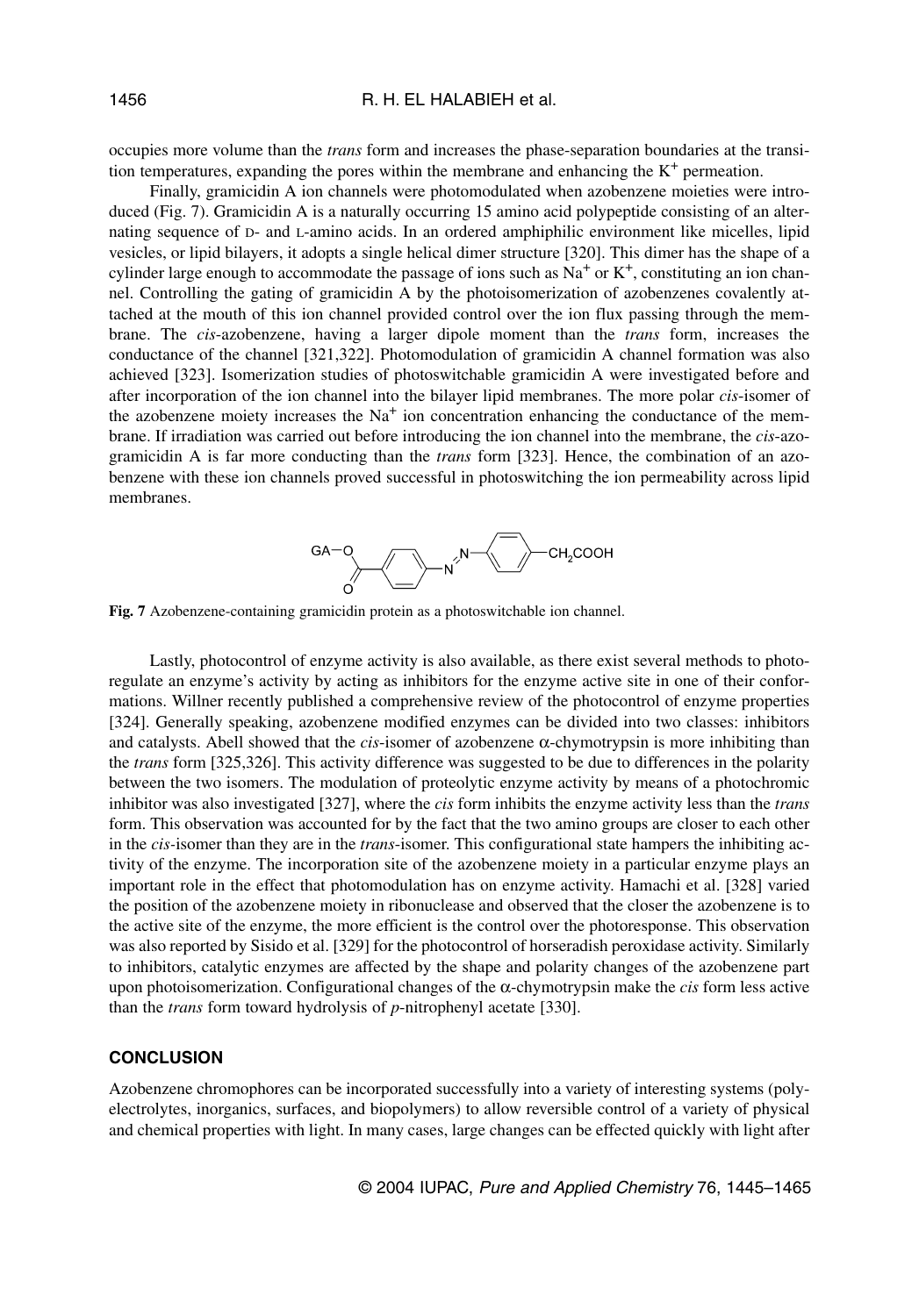occupies more volume than the *trans* form and increases the phase-separation boundaries at the transition temperatures, expanding the pores within the membrane and enhancing the $K^+$ permeation.

Finally, gramicidin A ion channels were photomodulated when azobenzene moieties were introduced (Fig. 7). Gramicidin A is a naturally occurring 15 amino acid polypeptide consisting of an alternating sequence of D- and L-amino acids. In an ordered amphiphilic environment like micelles, lipid vesicles, or lipid bilayers, it adopts a single helical dimer structure [320]. This dimer has the shape of a cylinder large enough to accommodate the passage of ions such as $Na^+$ or $K^+$, constituting an ion channel. Controlling the gating of gramicidin A by the photoisomerization of azobenzenes covalently attached at the mouth of this ion channel provided control over the ion flux passing through the membrane. The *cis*-azobenzene, having a larger dipole moment than the *trans* form, increases the conductance of the channel [321,322]. Photomodulation of gramicidin A channel formation was also achieved [323]. Isomerization studies of photoswitchable gramicidin A were investigated before and after incorporation of the ion channel into the bilayer lipid membranes. The more polar *cis*-isomer of the azobenzene moiety increases the $Na^+$ ion concentration enhancing the conductance of the membrane. If irradiation was carried out before introducing the ion channel into the membrane, the *cis*-azo-gramicidin A is far more conducting than the *trans* form [323]. Hence, the combination of an azobenzene with these ion channels proved successful in photoswitching the ion permeability across lipid membranes.

**Fig. 7** Azobenzene-containing gramicidin protein as a photoswitchable ion channel.

Lastly, photocontrol of enzyme activity is also available, as there exist several methods to photoregulate an enzyme's activity by acting as inhibitors for the enzyme active site in one of their conformations. Willner recently published a comprehensive review of the photocontrol of enzyme properties [324]. Generally speaking, azobenzene modified enzymes can be divided into two classes: inhibitors and catalysts. Abell showed that the *cis*-isomer of azobenzene α-chymotrypsin is more inhibiting than the *trans* form [325,326]. This activity difference was suggested to be due to differences in the polarity between the two isomers. The modulation of proteolytic enzyme activity by means of a photochromic inhibitor was also investigated [327], where the *cis* form inhibits the enzyme activity less than the *trans* form. This observation was accounted for by the fact that the two amino groups are closer to each other in the *cis*-isomer than they are in the *trans*-isomer. This configurational state hampers the inhibiting activity of the enzyme. The incorporation site of the azobenzene moiety in a particular enzyme plays an important role in the effect that photomodulation has on enzyme activity. Hamachi et al. [328] varied the position of the azobenzene moiety in ribonuclease and observed that the closer the azobenzene is to the active site of the enzyme, the more efficient is the control over the photoresponse. This observation was also reported by Sisido et al. [329] for the photocontrol of horseradish peroxidase activity. Similarly to inhibitors, catalytic enzymes are affected by the shape and polarity changes of the azobenzene part upon photoisomerization. Configurational changes of the α-chymotrypsin make the *cis* form less active than the *trans* form toward hydrolysis of *p*-nitrophenyl acetate [330].

## CONCLUSION

Azobenzene chromophores can be incorporated successfully into a variety of interesting systems (polyelectrolytes, inorganics, surfaces, and biopolymers) to allow reversible control of a variety of physical and chemical properties with light. In many cases, large changes can be effected quickly with light after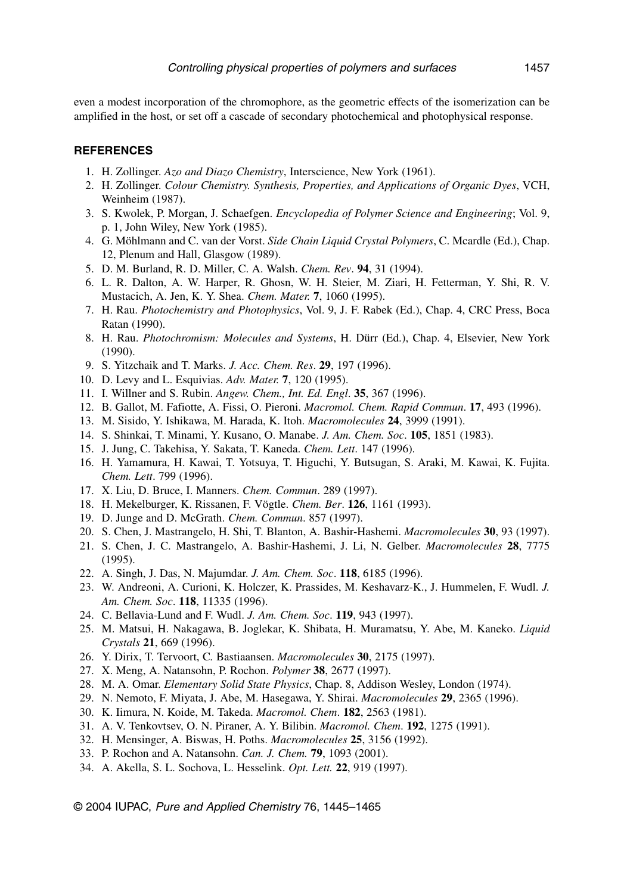even a modest incorporation of the chromophore, as the geometric effects of the isomerization can be amplified in the host, or set off a cascade of secondary photochemical and photophysical response.

## REFERENCES

1. H. Zollinger. *Azo and Diazo Chemistry*, Interscience, New York (1961).
2. H. Zollinger. *Colour Chemistry. Synthesis, Properties, and Applications of Organic Dyes*, VCH, Weinheim (1987).
3. S. Kwolek, P. Morgan, J. Schaefgen. *Encyclopedia of Polymer Science and Engineering*; Vol. 9, p. 1, John Wiley, New York (1985).
4. G. Möhlmann and C. van der Vorst. *Side Chain Liquid Crystal Polymers*, C. Mcardle (Ed.), Chap. 12, Plenum and Hall, Glasgow (1989).
5. D. M. Burland, R. D. Miller, C. A. Walsh. *Chem. Rev*. **94**, 31 (1994).
6. L. R. Dalton, A. W. Harper, R. Ghosn, W. H. Steier, M. Ziari, H. Fetterman, Y. Shi, R. V. Mustacich, A. Jen, K. Y. Shea. *Chem. Mater.* **7**, 1060 (1995).
7. H. Rau. *Photochemistry and Photophysics*, Vol. 9, J. F. Rabek (Ed.), Chap. 4, CRC Press, Boca Ratan (1990).
8. H. Rau. *Photochromism: Molecules and Systems*, H. Dürr (Ed.), Chap. 4, Elsevier, New York (1990).
9. S. Yitzchaik and T. Marks. *J. Acc. Chem. Res*. **29**, 197 (1996).
10. D. Levy and L. Esquivias. *Adv. Mater.* **7**, 120 (1995).
11. I. Willner and S. Rubin. *Angew. Chem., Int. Ed. Engl*. **35**, 367 (1996).
12. B. Gallot, M. Fafiotte, A. Fissi, O. Pieroni. *Macromol. Chem. Rapid Commun*. **17**, 493 (1996).
13. M. Sisido, Y. Ishikawa, M. Harada, K. Itoh. *Macromolecules* **24**, 3999 (1991).
14. S. Shinkai, T. Minami, Y. Kusano, O. Manabe. *J. Am. Chem. Soc*. **105**, 1851 (1983).
15. J. Jung, C. Takehisa, Y. Sakata, T. Kaneda. *Chem. Lett*. 147 (1996).
16. H. Yamamura, H. Kawai, T. Yotsuya, T. Higuchi, Y. Butsugan, S. Araki, M. Kawai, K. Fujita. *Chem. Lett*. 799 (1996).
17. X. Liu, D. Bruce, I. Manners. *Chem. Commun*. 289 (1997).
18. H. Mekelburger, K. Rissanen, F. Vögtle. *Chem. Ber*. **126**, 1161 (1993).
19. D. Junge and D. McGrath. *Chem. Commun*. 857 (1997).
20. S. Chen, J. Mastrangelo, H. Shi, T. Blanton, A. Bashir-Hashemi. *Macromolecules* **30**, 93 (1997).
21. S. Chen, J. C. Mastrangelo, A. Bashir-Hashemi, J. Li, N. Gelber. *Macromolecules* **28**, 7775 (1995).
22. A. Singh, J. Das, N. Majumdar. *J. Am. Chem. Soc*. **118**, 6185 (1996).
23. W. Andreoni, A. Curioni, K. Holczer, K. Prassides, M. Keshavarz-K., J. Hummelen, F. Wudl. *J. Am. Chem. Soc*. **118**, 11335 (1996).
24. C. Bellavia-Lund and F. Wudl. *J. Am. Chem. Soc*. **119**, 943 (1997).
25. M. Matsui, H. Nakagawa, B. Joglekar, K. Shibata, H. Muramatsu, Y. Abe, M. Kaneko. *Liquid Crystals* **21**, 669 (1996).
26. Y. Dirix, T. Tervoort, C. Bastiaansen. *Macromolecules* **30**, 2175 (1997).
27. X. Meng, A. Natansohn, P. Rochon. *Polymer* **38**, 2677 (1997).
28. M. A. Omar. *Elementary Solid State Physics*, Chap. 8, Addison Wesley, London (1974).
29. N. Nemoto, F. Miyata, J. Abe, M. Hasegawa, Y. Shirai. *Macromolecules* **29**, 2365 (1996).
30. K. Iimura, N. Koide, M. Takeda. *Macromol. Chem*. **182**, 2563 (1981).
31. A. V. Tenkovtsev, O. N. Piraner, A. Y. Bilibin. *Macromol. Chem*. **192**, 1275 (1991).
32. H. Mensinger, A. Biswas, H. Poths. *Macromolecules* **25**, 3156 (1992).
33. P. Rochon and A. Natansohn. *Can. J. Chem.* **79**, 1093 (2001).
34. A. Akella, S. L. Sochova, L. Hesselink. *Opt. Lett.* **22**, 919 (1997).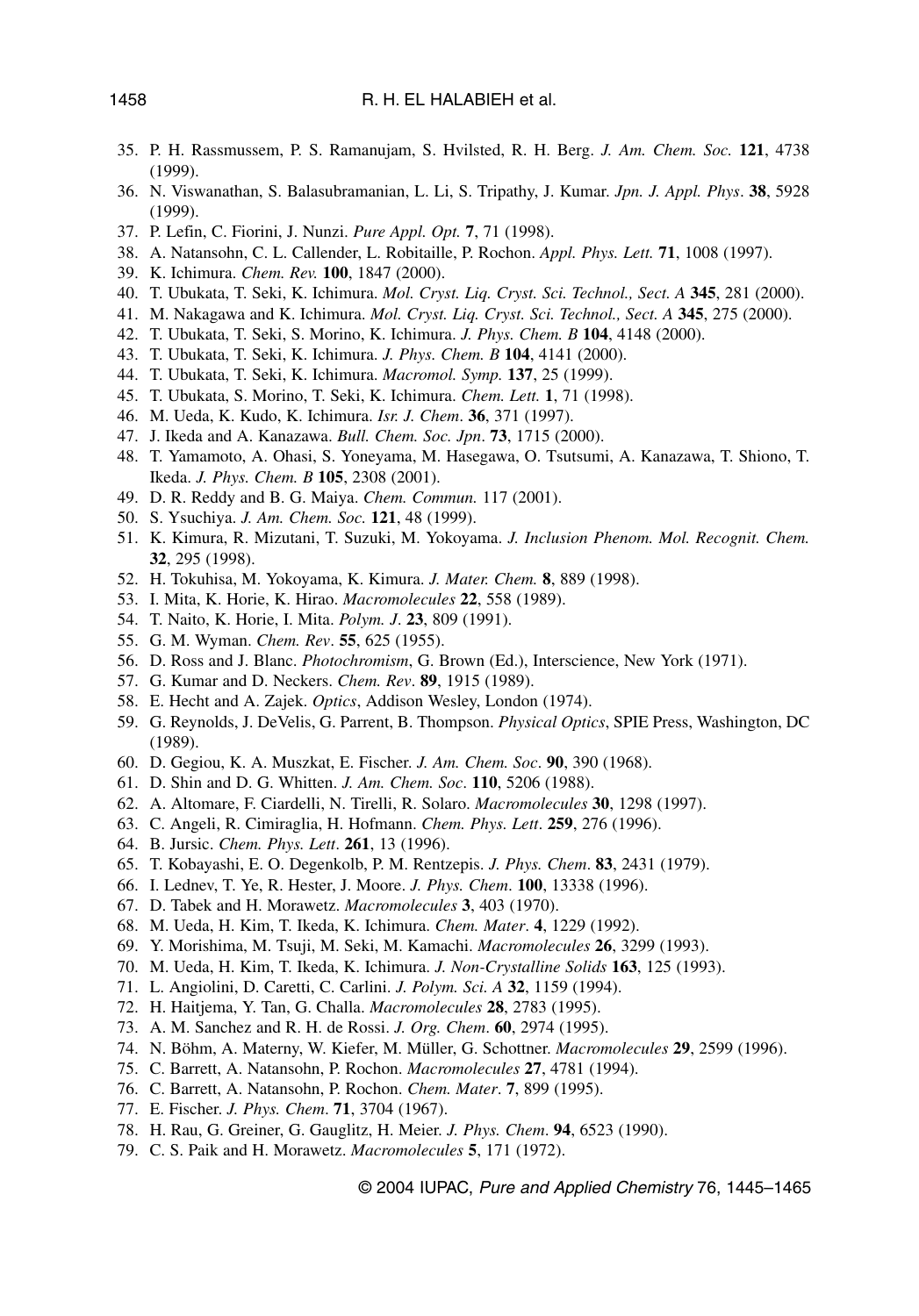35. P. H. Rassmussem, P. S. Ramanujam, S. Hvilsted, R. H. Berg. *J. Am. Chem. Soc.* **121**, 4738 (1999).
36. N. Viswanathan, S. Balasubramanian, L. Li, S. Tripathy, J. Kumar. *Jpn. J. Appl. Phys*. **38**, 5928 (1999).
37. P. Lefin, C. Fiorini, J. Nunzi. *Pure Appl. Opt.* **7**, 71 (1998).
38. A. Natansohn, C. L. Callender, L. Robitaille, P. Rochon. *Appl. Phys. Lett.* **71**, 1008 (1997).
39. K. Ichimura. *Chem. Rev.* **100**, 1847 (2000).
40. T. Ubukata, T. Seki, K. Ichimura. *Mol. Cryst. Liq. Cryst. Sci. Technol., Sect. A* **345**, 281 (2000).
41. M. Nakagawa and K. Ichimura. *Mol. Cryst. Liq. Cryst. Sci. Technol., Sect. A* **345**, 275 (2000).
42. T. Ubukata, T. Seki, S. Morino, K. Ichimura. *J. Phys. Chem. B* **104**, 4148 (2000).
43. T. Ubukata, T. Seki, K. Ichimura. *J. Phys. Chem. B* **104**, 4141 (2000).
44. T. Ubukata, T. Seki, K. Ichimura. *Macromol. Symp.* **137**, 25 (1999).
45. T. Ubukata, S. Morino, T. Seki, K. Ichimura. *Chem. Lett.* **1**, 71 (1998).
46. M. Ueda, K. Kudo, K. Ichimura. *Isr. J. Chem*. **36**, 371 (1997).
47. J. Ikeda and A. Kanazawa. *Bull. Chem. Soc. Jpn*. **73**, 1715 (2000).
48. T. Yamamoto, A. Ohasi, S. Yoneyama, M. Hasegawa, O. Tsutsumi, A. Kanazawa, T. Shiono, T. Ikeda. *J. Phys. Chem. B* **105**, 2308 (2001).
49. D. R. Reddy and B. G. Maiya. *Chem. Commun.* 117 (2001).
50. S. Ysuchiya. *J. Am. Chem. Soc.* **121**, 48 (1999).
51. K. Kimura, R. Mizutani, T. Suzuki, M. Yokoyama. *J. Inclusion Phenom. Mol. Recognit. Chem.* **32**, 295 (1998).
52. H. Tokuhisa, M. Yokoyama, K. Kimura. *J. Mater. Chem.* **8**, 889 (1998).
53. I. Mita, K. Horie, K. Hirao. *Macromolecules* **22**, 558 (1989).
54. T. Naito, K. Horie, I. Mita. *Polym. J*. **23**, 809 (1991).
55. G. M. Wyman. *Chem. Rev*. **55**, 625 (1955).
56. D. Ross and J. Blanc. *Photochromism*, G. Brown (Ed.), Interscience, New York (1971).
57. G. Kumar and D. Neckers. *Chem. Rev*. **89**, 1915 (1989).
58. E. Hecht and A. Zajek. *Optics*, Addison Wesley, London (1974).
59. G. Reynolds, J. DeVelis, G. Parrent, B. Thompson. *Physical Optics*, SPIE Press, Washington, DC (1989).
60. D. Gegiou, K. A. Muszkat, E. Fischer. *J. Am. Chem. Soc*. **90**, 390 (1968).
61. D. Shin and D. G. Whitten. *J. Am. Chem. Soc*. **110**, 5206 (1988).
62. A. Altomare, F. Ciardelli, N. Tirelli, R. Solaro. *Macromolecules* **30**, 1298 (1997).
63. C. Angeli, R. Cimiraglia, H. Hofmann. *Chem. Phys. Lett*. **259**, 276 (1996).
64. B. Jursic. *Chem. Phys. Lett*. **261**, 13 (1996).
65. T. Kobayashi, E. O. Degenkolb, P. M. Rentzepis. *J. Phys. Chem*. **83**, 2431 (1979).
66. I. Lednev, T. Ye, R. Hester, J. Moore. *J. Phys. Chem*. **100**, 13338 (1996).
67. D. Tabek and H. Morawetz. *Macromolecules* **3**, 403 (1970).
68. M. Ueda, H. Kim, T. Ikeda, K. Ichimura. *Chem. Mater*. **4**, 1229 (1992).
69. Y. Morishima, M. Tsuji, M. Seki, M. Kamachi. *Macromolecules* **26**, 3299 (1993).
70. M. Ueda, H. Kim, T. Ikeda, K. Ichimura. *J. Non-Crystalline Solids* **163**, 125 (1993).
71. L. Angiolini, D. Caretti, C. Carlini. *J. Polym. Sci. A* **32**, 1159 (1994).
72. H. Haitjema, Y. Tan, G. Challa. *Macromolecules* **28**, 2783 (1995).
73. A. M. Sanchez and R. H. de Rossi. *J. Org. Chem*. **60**, 2974 (1995).
74. N. Böhm, A. Materny, W. Kiefer, M. Müller, G. Schottner. *Macromolecules* **29**, 2599 (1996).
75. C. Barrett, A. Natansohn, P. Rochon. *Macromolecules* **27**, 4781 (1994).
76. C. Barrett, A. Natansohn, P. Rochon. *Chem. Mater*. **7**, 899 (1995).
77. E. Fischer. *J. Phys. Chem*. **71**, 3704 (1967).
78. H. Rau, G. Greiner, G. Gauglitz, H. Meier. *J. Phys. Chem*. **94**, 6523 (1990).
79. C. S. Paik and H. Morawetz. *Macromolecules* **5**, 171 (1972).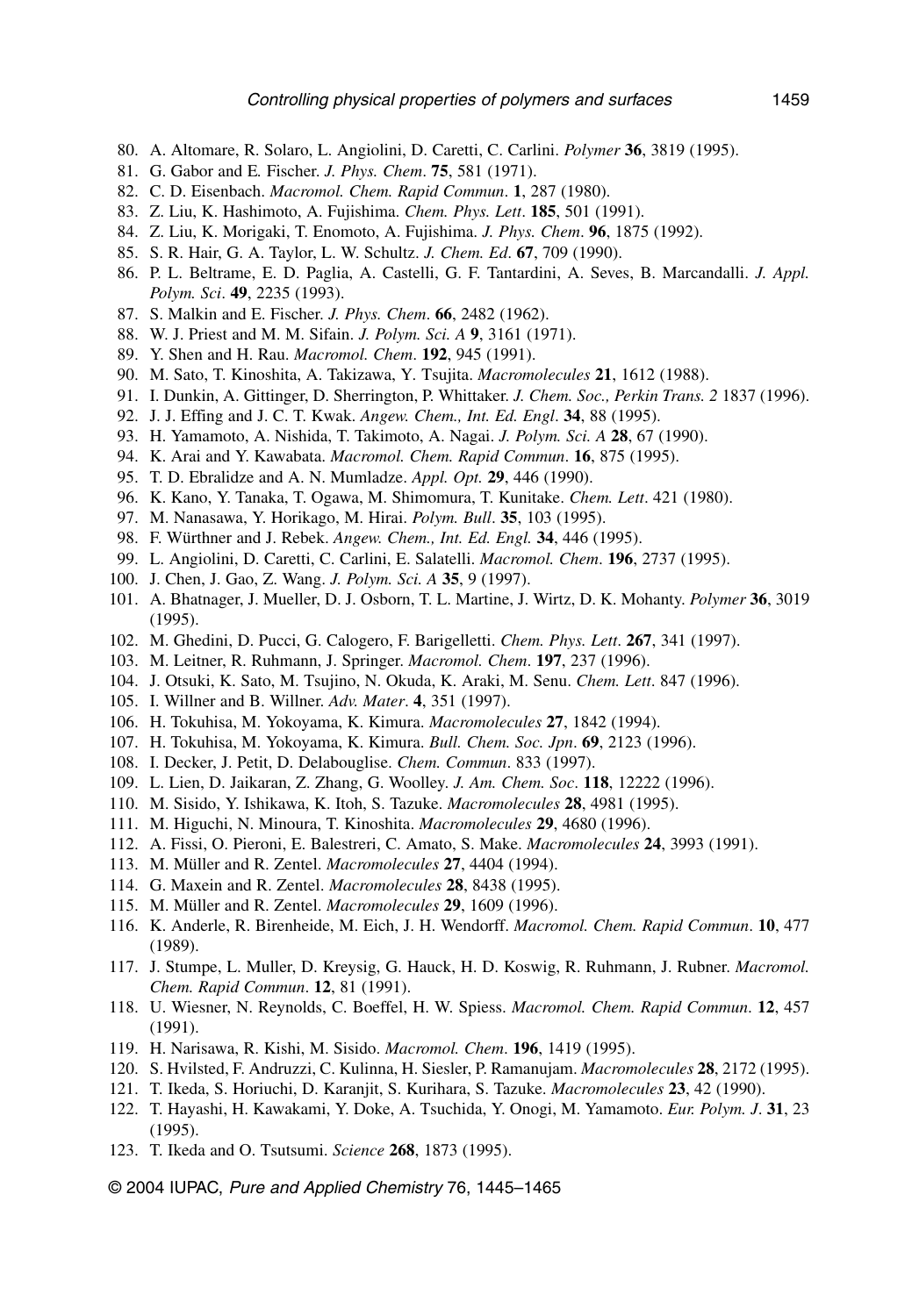80. A. Altomare, R. Solaro, L. Angiolini, D. Caretti, C. Carlini. *Polymer* **36**, 3819 (1995).
81. G. Gabor and E. Fischer. *J. Phys. Chem*. **75**, 581 (1971).
82. C. D. Eisenbach. *Macromol. Chem. Rapid Commun*. **1**, 287 (1980).
83. Z. Liu, K. Hashimoto, A. Fujishima. *Chem. Phys. Lett*. **185**, 501 (1991).
84. Z. Liu, K. Morigaki, T. Enomoto, A. Fujishima. *J. Phys. Chem*. **96**, 1875 (1992).
85. S. R. Hair, G. A. Taylor, L. W. Schultz. *J. Chem. Ed*. **67**, 709 (1990).
86. P. L. Beltrame, E. D. Paglia, A. Castelli, G. F. Tantardini, A. Seves, B. Marcandalli. *J. Appl. Polym. Sci*. **49**, 2235 (1993).
87. S. Malkin and E. Fischer. *J. Phys. Chem*. **66**, 2482 (1962).
88. W. J. Priest and M. M. Sifain. *J. Polym. Sci. A* **9**, 3161 (1971).
89. Y. Shen and H. Rau. *Macromol. Chem*. **192**, 945 (1991).
90. M. Sato, T. Kinoshita, A. Takizawa, Y. Tsujita. *Macromolecules* **21**, 1612 (1988).
91. I. Dunkin, A. Gittinger, D. Sherrington, P. Whittaker. *J. Chem. Soc., Perkin Trans. 2* 1837 (1996).
92. J. J. Effing and J. C. T. Kwak. *Angew. Chem., Int. Ed. Engl*. **34**, 88 (1995).
93. H. Yamamoto, A. Nishida, T. Takimoto, A. Nagai. *J. Polym. Sci. A* **28**, 67 (1990).
94. K. Arai and Y. Kawabata. *Macromol. Chem. Rapid Commun*. **16**, 875 (1995).
95. T. D. Ebralidze and A. N. Mumladze. *Appl. Opt.* **29**, 446 (1990).
96. K. Kano, Y. Tanaka, T. Ogawa, M. Shimomura, T. Kunitake. *Chem. Lett*. 421 (1980).
97. M. Nanasawa, Y. Horikago, M. Hirai. *Polym. Bull*. **35**, 103 (1995).
98. F. Würthner and J. Rebek. *Angew. Chem., Int. Ed. Engl.* **34**, 446 (1995).
99. L. Angiolini, D. Caretti, C. Carlini, E. Salatelli. *Macromol. Chem*. **196**, 2737 (1995).
100. J. Chen, J. Gao, Z. Wang. *J. Polym. Sci. A* **35**, 9 (1997).
101. A. Bhatnager, J. Mueller, D. J. Osborn, T. L. Martine, J. Wirtz, D. K. Mohanty. *Polymer* **36**, 3019 (1995).
102. M. Ghedini, D. Pucci, G. Calogero, F. Barigelletti. *Chem. Phys. Lett*. **267**, 341 (1997).
103. M. Leitner, R. Ruhmann, J. Springer. *Macromol. Chem*. **197**, 237 (1996).
104. J. Otsuki, K. Sato, M. Tsujino, N. Okuda, K. Araki, M. Senu. *Chem. Lett*. 847 (1996).
105. I. Willner and B. Willner. *Adv. Mater*. **4**, 351 (1997).
106. H. Tokuhisa, M. Yokoyama, K. Kimura. *Macromolecules* **27**, 1842 (1994).
107. H. Tokuhisa, M. Yokoyama, K. Kimura. *Bull. Chem. Soc. Jpn*. **69**, 2123 (1996).
108. I. Decker, J. Petit, D. Delabouglise. *Chem. Commun*. 833 (1997).
109. L. Lien, D. Jaikaran, Z. Zhang, G. Woolley. *J. Am. Chem. Soc*. **118**, 12222 (1996).
110. M. Sisido, Y. Ishikawa, K. Itoh, S. Tazuke. *Macromolecules* **28**, 4981 (1995).
111. M. Higuchi, N. Minoura, T. Kinoshita. *Macromolecules* **29**, 4680 (1996).
112. A. Fissi, O. Pieroni, E. Balestreri, C. Amato, S. Make. *Macromolecules* **24**, 3993 (1991).
113. M. Müller and R. Zentel. *Macromolecules* **27**, 4404 (1994).
114. G. Maxein and R. Zentel. *Macromolecules* **28**, 8438 (1995).
115. M. Müller and R. Zentel. *Macromolecules* **29**, 1609 (1996).
116. K. Anderle, R. Birenheide, M. Eich, J. H. Wendorff. *Macromol. Chem. Rapid Commun*. **10**, 477 (1989).
117. J. Stumpe, L. Muller, D. Kreysig, G. Hauck, H. D. Koswig, R. Ruhmann, J. Rubner. *Macromol. Chem. Rapid Commun*. **12**, 81 (1991).
118. U. Wiesner, N. Reynolds, C. Boeffel, H. W. Spiess. *Macromol. Chem. Rapid Commun*. **12**, 457 (1991).
119. H. Narisawa, R. Kishi, M. Sisido. *Macromol. Chem*. **196**, 1419 (1995).
120. S. Hvilsted, F. Andruzzi, C. Kulinna, H. Siesler, P. Ramanujam. *Macromolecules* **28**, 2172 (1995).
121. T. Ikeda, S. Horiuchi, D. Karanjit, S. Kurihara, S. Tazuke. *Macromolecules* **23**, 42 (1990).
122. T. Hayashi, H. Kawakami, Y. Doke, A. Tsuchida, Y. Onogi, M. Yamamoto. *Eur. Polym. J*. **31**, 23 (1995).
123. T. Ikeda and O. Tsutsumi. *Science* **268**, 1873 (1995).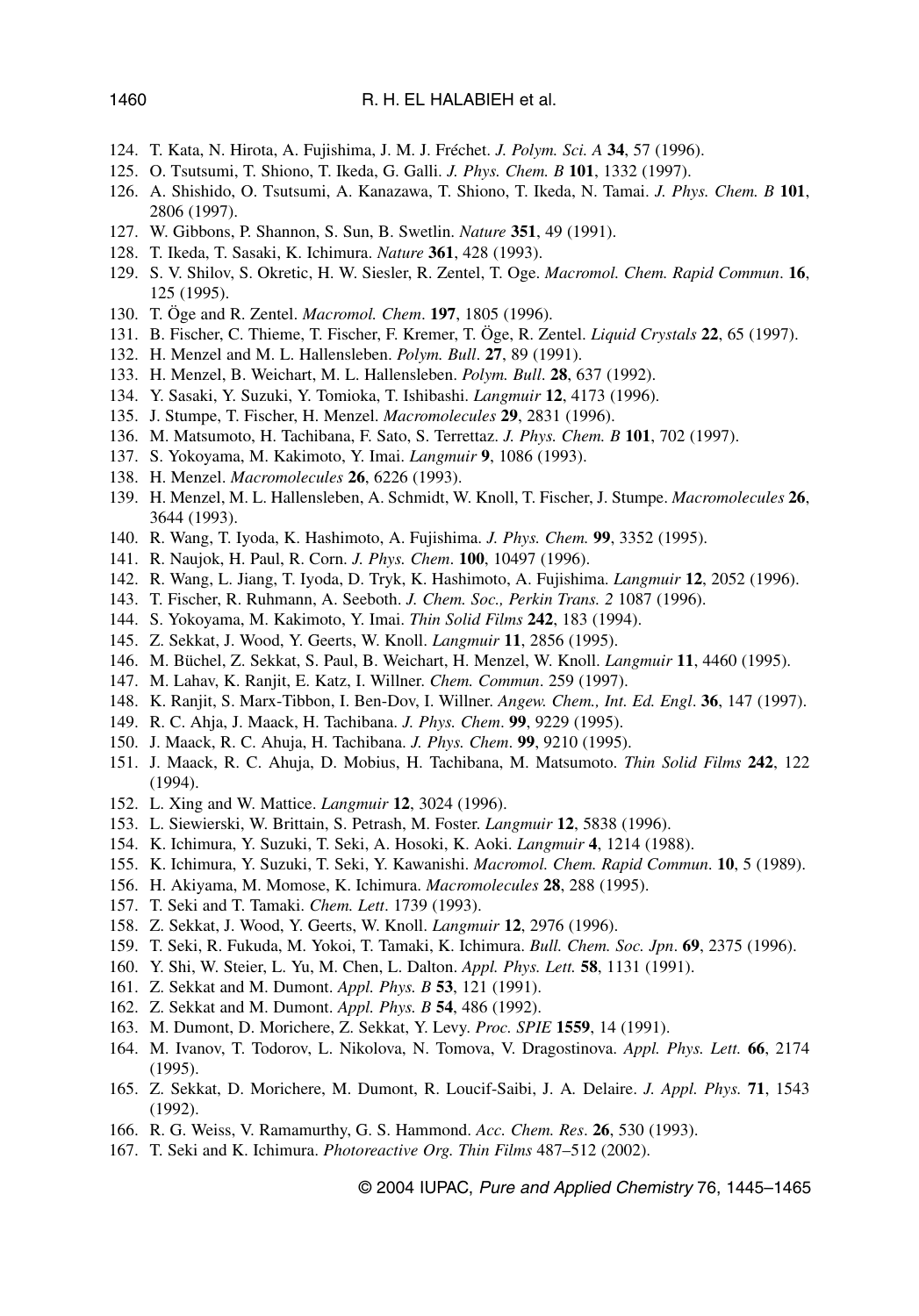124. T. Kata, N. Hirota, A. Fujishima, J. M. J. Fréchet. *J. Polym. Sci. A* **34**, 57 (1996).
125. O. Tsutsumi, T. Shiono, T. Ikeda, G. Galli. *J. Phys. Chem. B* **101**, 1332 (1997).
126. A. Shishido, O. Tsutsumi, A. Kanazawa, T. Shiono, T. Ikeda, N. Tamai. *J. Phys. Chem. B* **101**, 2806 (1997).
127. W. Gibbons, P. Shannon, S. Sun, B. Swetlin. *Nature* **351**, 49 (1991).
128. T. Ikeda, T. Sasaki, K. Ichimura. *Nature* **361**, 428 (1993).
129. S. V. Shilov, S. Okretic, H. W. Siesler, R. Zentel, T. Oge. *Macromol. Chem. Rapid Commun*. **16**, 125 (1995).
130. T. Öge and R. Zentel. *Macromol. Chem*. **197**, 1805 (1996).
131. B. Fischer, C. Thieme, T. Fischer, F. Kremer, T. Öge, R. Zentel. *Liquid Crystals* **22**, 65 (1997).
132. H. Menzel and M. L. Hallensleben. *Polym. Bull*. **27**, 89 (1991).
133. H. Menzel, B. Weichart, M. L. Hallensleben. *Polym. Bull*. **28**, 637 (1992).
134. Y. Sasaki, Y. Suzuki, Y. Tomioka, T. Ishibashi. *Langmuir* **12**, 4173 (1996).
135. J. Stumpe, T. Fischer, H. Menzel. *Macromolecules* **29**, 2831 (1996).
136. M. Matsumoto, H. Tachibana, F. Sato, S. Terrettaz. *J. Phys. Chem. B* **101**, 702 (1997).
137. S. Yokoyama, M. Kakimoto, Y. Imai. *Langmuir* **9**, 1086 (1993).
138. H. Menzel. *Macromolecules* **26**, 6226 (1993).
139. H. Menzel, M. L. Hallensleben, A. Schmidt, W. Knoll, T. Fischer, J. Stumpe. *Macromolecules* **26**, 3644 (1993).
140. R. Wang, T. Iyoda, K. Hashimoto, A. Fujishima. *J. Phys. Chem.* **99**, 3352 (1995).
141. R. Naujok, H. Paul, R. Corn. *J. Phys. Chem*. **100**, 10497 (1996).
142. R. Wang, L. Jiang, T. Iyoda, D. Tryk, K. Hashimoto, A. Fujishima. *Langmuir* **12**, 2052 (1996).
143. T. Fischer, R. Ruhmann, A. Seeboth. *J. Chem. Soc., Perkin Trans. 2* 1087 (1996).
144. S. Yokoyama, M. Kakimoto, Y. Imai. *Thin Solid Films* **242**, 183 (1994).
145. Z. Sekkat, J. Wood, Y. Geerts, W. Knoll. *Langmuir* **11**, 2856 (1995).
146. M. Büchel, Z. Sekkat, S. Paul, B. Weichart, H. Menzel, W. Knoll. *Langmuir* **11**, 4460 (1995).
147. M. Lahav, K. Ranjit, E. Katz, I. Willner. *Chem. Commun*. 259 (1997).
148. K. Ranjit, S. Marx-Tibbon, I. Ben-Dov, I. Willner. *Angew. Chem., Int. Ed. Engl*. **36**, 147 (1997).
149. R. C. Ahja, J. Maack, H. Tachibana. *J. Phys. Chem*. **99**, 9229 (1995).
150. J. Maack, R. C. Ahuja, H. Tachibana. *J. Phys. Chem*. **99**, 9210 (1995).
151. J. Maack, R. C. Ahuja, D. Mobius, H. Tachibana, M. Matsumoto. *Thin Solid Films* **242**, 122 (1994).
152. L. Xing and W. Mattice. *Langmuir* **12**, 3024 (1996).
153. L. Siewierski, W. Brittain, S. Petrash, M. Foster. *Langmuir* **12**, 5838 (1996).
154. K. Ichimura, Y. Suzuki, T. Seki, A. Hosoki, K. Aoki. *Langmuir* **4**, 1214 (1988).
155. K. Ichimura, Y. Suzuki, T. Seki, Y. Kawanishi. *Macromol. Chem. Rapid Commun*. **10**, 5 (1989).
156. H. Akiyama, M. Momose, K. Ichimura. *Macromolecules* **28**, 288 (1995).
157. T. Seki and T. Tamaki. *Chem. Lett*. 1739 (1993).
158. Z. Sekkat, J. Wood, Y. Geerts, W. Knoll. *Langmuir* **12**, 2976 (1996).
159. T. Seki, R. Fukuda, M. Yokoi, T. Tamaki, K. Ichimura. *Bull. Chem. Soc. Jpn*. **69**, 2375 (1996).
160. Y. Shi, W. Steier, L. Yu, M. Chen, L. Dalton. *Appl. Phys. Lett.* **58**, 1131 (1991).
161. Z. Sekkat and M. Dumont. *Appl. Phys. B* **53**, 121 (1991).
162. Z. Sekkat and M. Dumont. *Appl. Phys. B* **54**, 486 (1992).
163. M. Dumont, D. Morichere, Z. Sekkat, Y. Levy. *Proc. SPIE* **1559**, 14 (1991).
164. M. Ivanov, T. Todorov, L. Nikolova, N. Tomova, V. Dragostinova. *Appl. Phys. Lett.* **66**, 2174 (1995).
165. Z. Sekkat, D. Morichere, M. Dumont, R. Loucif-Saibi, J. A. Delaire. *J. Appl. Phys.* **71**, 1543 (1992).
166. R. G. Weiss, V. Ramamurthy, G. S. Hammond. *Acc. Chem. Res*. **26**, 530 (1993).
167. T. Seki and K. Ichimura. *Photoreactive Org. Thin Films* 487–512 (2002).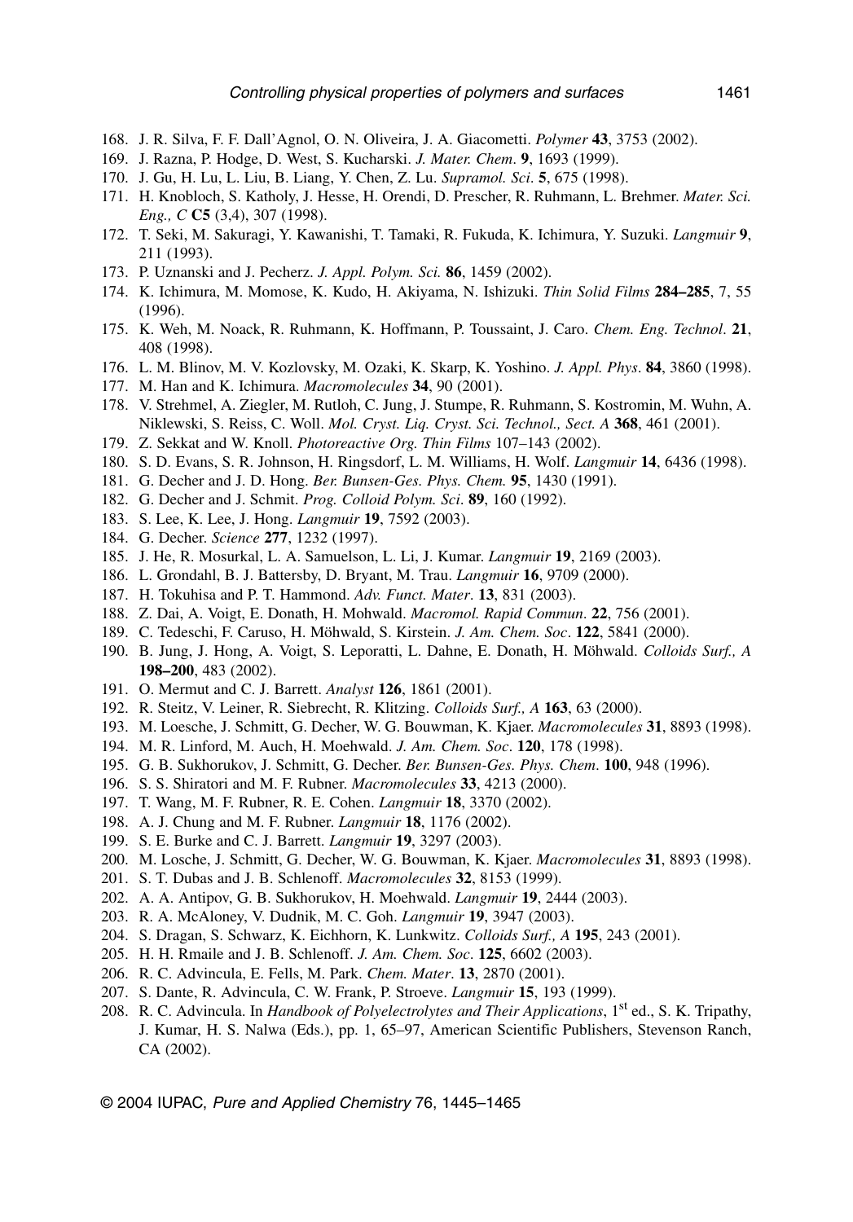168. J. R. Silva, F. F. Dall'Agnol, O. N. Oliveira, J. A. Giacometti. *Polymer* **43**, 3753 (2002).
169. J. Razna, P. Hodge, D. West, S. Kucharski. *J. Mater. Chem*. **9**, 1693 (1999).
170. J. Gu, H. Lu, L. Liu, B. Liang, Y. Chen, Z. Lu. *Supramol. Sci*. **5**, 675 (1998).
171. H. Knobloch, S. Katholy, J. Hesse, H. Orendi, D. Prescher, R. Ruhmann, L. Brehmer. *Mater. Sci. Eng., C* **C5** (3,4), 307 (1998).
172. T. Seki, M. Sakuragi, Y. Kawanishi, T. Tamaki, R. Fukuda, K. Ichimura, Y. Suzuki. *Langmuir* **9**, 211 (1993).
173. P. Uznanski and J. Pecherz. *J. Appl. Polym. Sci.* **86**, 1459 (2002).
174. K. Ichimura, M. Momose, K. Kudo, H. Akiyama, N. Ishizuki. *Thin Solid Films* **284–285**, 7, 55 (1996).
175. K. Weh, M. Noack, R. Ruhmann, K. Hoffmann, P. Toussaint, J. Caro. *Chem. Eng. Technol*. **21**, 408 (1998).
176. L. M. Blinov, M. V. Kozlovsky, M. Ozaki, K. Skarp, K. Yoshino. *J. Appl. Phys*. **84**, 3860 (1998).
177. M. Han and K. Ichimura. *Macromolecules* **34**, 90 (2001).
178. V. Strehmel, A. Ziegler, M. Rutloh, C. Jung, J. Stumpe, R. Ruhmann, S. Kostromin, M. Wuhn, A. Niklewski, S. Reiss, C. Woll. *Mol. Cryst. Liq. Cryst. Sci. Technol., Sect. A* **368**, 461 (2001).
179. Z. Sekkat and W. Knoll. *Photoreactive Org. Thin Films* 107–143 (2002).
180. S. D. Evans, S. R. Johnson, H. Ringsdorf, L. M. Williams, H. Wolf. *Langmuir* **14**, 6436 (1998).
181. G. Decher and J. D. Hong. *Ber. Bunsen-Ges. Phys. Chem.* **95**, 1430 (1991).
182. G. Decher and J. Schmit. *Prog. Colloid Polym. Sci*. **89**, 160 (1992).
183. S. Lee, K. Lee, J. Hong. *Langmuir* **19**, 7592 (2003).
184. G. Decher. *Science* **277**, 1232 (1997).
185. J. He, R. Mosurkal, L. A. Samuelson, L. Li, J. Kumar. *Langmuir* **19**, 2169 (2003).
186. L. Grondahl, B. J. Battersby, D. Bryant, M. Trau. *Langmuir* **16**, 9709 (2000).
187. H. Tokuhisa and P. T. Hammond. *Adv. Funct. Mater*. **13**, 831 (2003).
188. Z. Dai, A. Voigt, E. Donath, H. Mohwald. *Macromol. Rapid Commun*. **22**, 756 (2001).
189. C. Tedeschi, F. Caruso, H. Möhwald, S. Kirstein. *J. Am. Chem. Soc*. **122**, 5841 (2000).
190. B. Jung, J. Hong, A. Voigt, S. Leporatti, L. Dahne, E. Donath, H. Möhwald. *Colloids Surf., A* **198–200**, 483 (2002).
191. O. Mermut and C. J. Barrett. *Analyst* **126**, 1861 (2001).
192. R. Steitz, V. Leiner, R. Siebrecht, R. Klitzing. *Colloids Surf., A* **163**, 63 (2000).
193. M. Loesche, J. Schmitt, G. Decher, W. G. Bouwman, K. Kjaer. *Macromolecules* **31**, 8893 (1998).
194. M. R. Linford, M. Auch, H. Moehwald. *J. Am. Chem. Soc*. **120**, 178 (1998).
195. G. B. Sukhorukov, J. Schmitt, G. Decher. *Ber. Bunsen-Ges. Phys. Chem*. **100**, 948 (1996).
196. S. S. Shiratori and M. F. Rubner. *Macromolecules* **33**, 4213 (2000).
197. T. Wang, M. F. Rubner, R. E. Cohen. *Langmuir* **18**, 3370 (2002).
198. A. J. Chung and M. F. Rubner. *Langmuir* **18**, 1176 (2002).
199. S. E. Burke and C. J. Barrett. *Langmuir* **19**, 3297 (2003).
200. M. Losche, J. Schmitt, G. Decher, W. G. Bouwman, K. Kjaer. *Macromolecules* **31**, 8893 (1998).
201. S. T. Dubas and J. B. Schlenoff. *Macromolecules* **32**, 8153 (1999).
202. A. A. Antipov, G. B. Sukhorukov, H. Moehwald. *Langmuir* **19**, 2444 (2003).
203. R. A. McAloney, V. Dudnik, M. C. Goh. *Langmuir* **19**, 3947 (2003).
204. S. Dragan, S. Schwarz, K. Eichhorn, K. Lunkwitz. *Colloids Surf., A* **195**, 243 (2001).
205. H. H. Rmaile and J. B. Schlenoff. *J. Am. Chem. Soc*. **125**, 6602 (2003).
206. R. C. Advincula, E. Fells, M. Park. *Chem. Mater*. **13**, 2870 (2001).
207. S. Dante, R. Advincula, C. W. Frank, P. Stroeve. *Langmuir* **15**, 193 (1999).
208. R. C. Advincula. In *Handbook of Polyelectrolytes and Their Applications*, 1st ed., S. K. Tripathy, J. Kumar, H. S. Nalwa (Eds.), pp. 1, 65–97, American Scientific Publishers, Stevenson Ranch, CA (2002).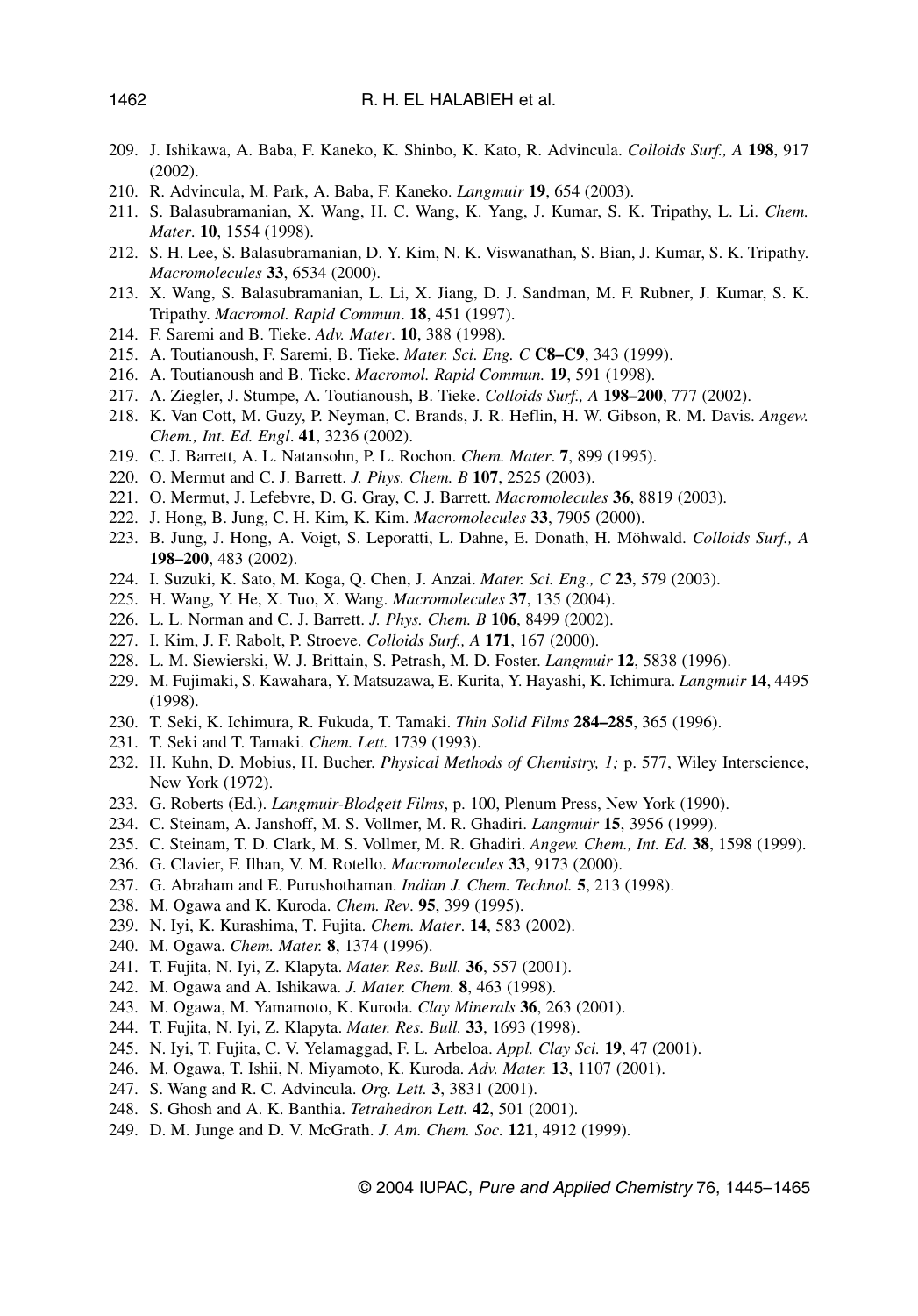209. J. Ishikawa, A. Baba, F. Kaneko, K. Shinbo, K. Kato, R. Advincula. *Colloids Surf., A* **198**, 917 (2002).
210. R. Advincula, M. Park, A. Baba, F. Kaneko. *Langmuir* **19**, 654 (2003).
211. S. Balasubramanian, X. Wang, H. C. Wang, K. Yang, J. Kumar, S. K. Tripathy, L. Li. *Chem. Mater*. **10**, 1554 (1998).
212. S. H. Lee, S. Balasubramanian, D. Y. Kim, N. K. Viswanathan, S. Bian, J. Kumar, S. K. Tripathy. *Macromolecules* **33**, 6534 (2000).
213. X. Wang, S. Balasubramanian, L. Li, X. Jiang, D. J. Sandman, M. F. Rubner, J. Kumar, S. K. Tripathy. *Macromol. Rapid Commun*. **18**, 451 (1997).
214. F. Saremi and B. Tieke. *Adv. Mater*. **10**, 388 (1998).
215. A. Toutianoush, F. Saremi, B. Tieke. *Mater. Sci. Eng. C* **C8–C9**, 343 (1999).
216. A. Toutianoush and B. Tieke. *Macromol. Rapid Commun.* **19**, 591 (1998).
217. A. Ziegler, J. Stumpe, A. Toutianoush, B. Tieke. *Colloids Surf., A* **198–200**, 777 (2002).
218. K. Van Cott, M. Guzy, P. Neyman, C. Brands, J. R. Heflin, H. W. Gibson, R. M. Davis. *Angew. Chem., Int. Ed. Engl*. **41**, 3236 (2002).
219. C. J. Barrett, A. L. Natansohn, P. L. Rochon. *Chem. Mater*. **7**, 899 (1995).
220. O. Mermut and C. J. Barrett. *J. Phys. Chem. B* **107**, 2525 (2003).
221. O. Mermut, J. Lefebvre, D. G. Gray, C. J. Barrett. *Macromolecules* **36**, 8819 (2003).
222. J. Hong, B. Jung, C. H. Kim, K. Kim. *Macromolecules* **33**, 7905 (2000).
223. B. Jung, J. Hong, A. Voigt, S. Leporatti, L. Dahne, E. Donath, H. Möhwald. *Colloids Surf., A* **198–200**, 483 (2002).
224. I. Suzuki, K. Sato, M. Koga, Q. Chen, J. Anzai. *Mater. Sci. Eng., C* **23**, 579 (2003).
225. H. Wang, Y. He, X. Tuo, X. Wang. *Macromolecules* **37**, 135 (2004).
226. L. L. Norman and C. J. Barrett. *J. Phys. Chem. B* **106**, 8499 (2002).
227. I. Kim, J. F. Rabolt, P. Stroeve. *Colloids Surf., A* **171**, 167 (2000).
228. L. M. Siewierski, W. J. Brittain, S. Petrash, M. D. Foster. *Langmuir* **12**, 5838 (1996).
229. M. Fujimaki, S. Kawahara, Y. Matsuzawa, E. Kurita, Y. Hayashi, K. Ichimura. *Langmuir* **14**, 4495 (1998).
230. T. Seki, K. Ichimura, R. Fukuda, T. Tamaki. *Thin Solid Films* **284–285**, 365 (1996).
231. T. Seki and T. Tamaki. *Chem. Lett.* 1739 (1993).
232. H. Kuhn, D. Mobius, H. Bucher. *Physical Methods of Chemistry, 1;* p. 577, Wiley Interscience, New York (1972).
233. G. Roberts (Ed.). *Langmuir-Blodgett Films*, p. 100, Plenum Press, New York (1990).
234. C. Steinam, A. Janshoff, M. S. Vollmer, M. R. Ghadiri. *Langmuir* **15**, 3956 (1999).
235. C. Steinam, T. D. Clark, M. S. Vollmer, M. R. Ghadiri. *Angew. Chem., Int. Ed.* **38**, 1598 (1999).
236. G. Clavier, F. Ilhan, V. M. Rotello. *Macromolecules* **33**, 9173 (2000).
237. G. Abraham and E. Purushothaman. *Indian J. Chem. Technol.* **5**, 213 (1998).
238. M. Ogawa and K. Kuroda. *Chem. Rev*. **95**, 399 (1995).
239. N. Iyi, K. Kurashima, T. Fujita. *Chem. Mater*. **14**, 583 (2002).
240. M. Ogawa. *Chem. Mater.* **8**, 1374 (1996).
241. T. Fujita, N. Iyi, Z. Klapyta. *Mater. Res. Bull.* **36**, 557 (2001).
242. M. Ogawa and A. Ishikawa. *J. Mater. Chem.* **8**, 463 (1998).
243. M. Ogawa, M. Yamamoto, K. Kuroda. *Clay Minerals* **36**, 263 (2001).
244. T. Fujita, N. Iyi, Z. Klapyta. *Mater. Res. Bull.* **33**, 1693 (1998).
245. N. Iyi, T. Fujita, C. V. Yelamaggad, F. L. Arbeloa. *Appl. Clay Sci.* **19**, 47 (2001).
246. M. Ogawa, T. Ishii, N. Miyamoto, K. Kuroda. *Adv. Mater.* **13**, 1107 (2001).
247. S. Wang and R. C. Advincula. *Org. Lett.* **3**, 3831 (2001).
248. S. Ghosh and A. K. Banthia. *Tetrahedron Lett.* **42**, 501 (2001).
249. D. M. Junge and D. V. McGrath. *J. Am. Chem. Soc.* **121**, 4912 (1999).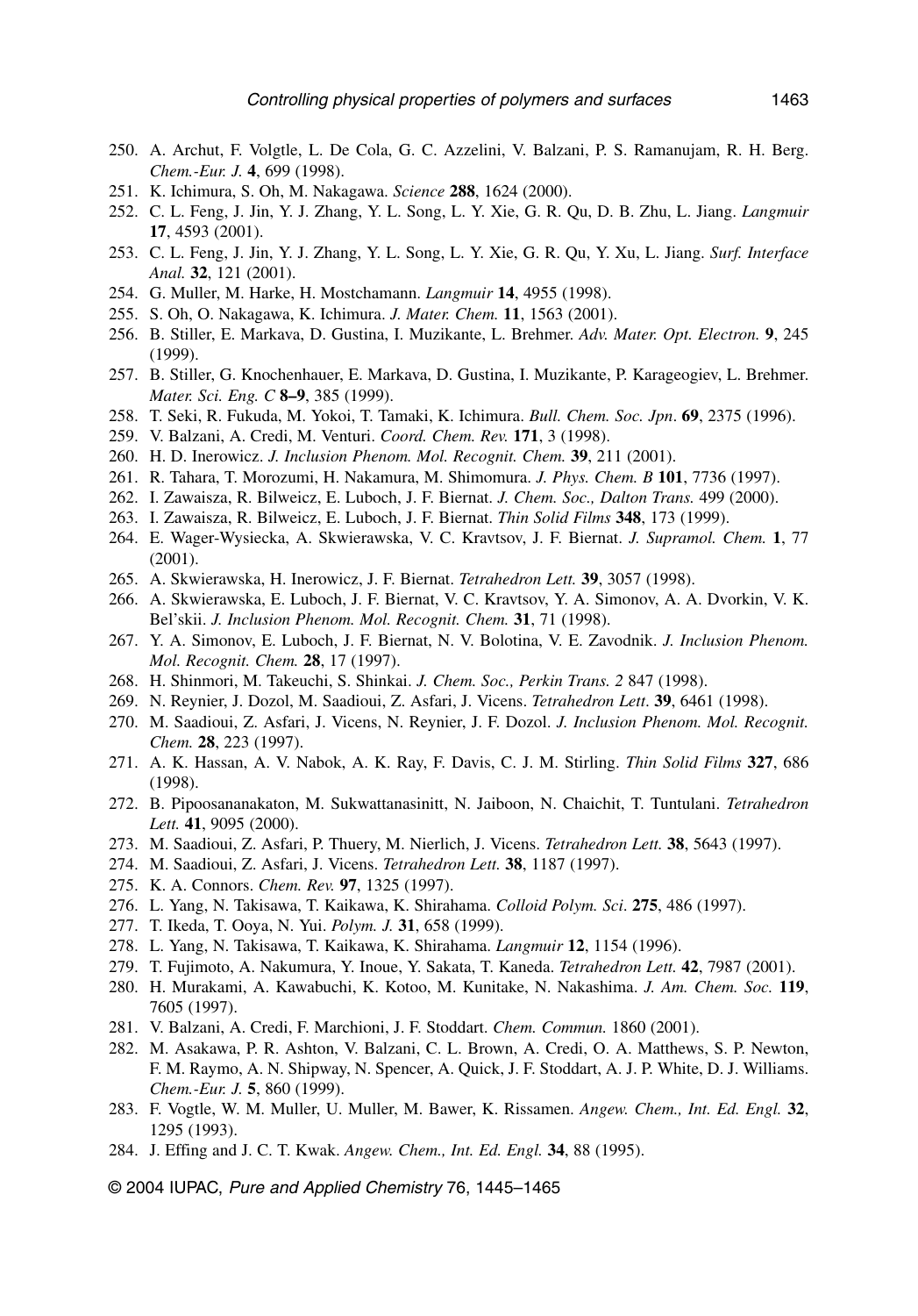250. A. Archut, F. Volgtle, L. De Cola, G. C. Azzelini, V. Balzani, P. S. Ramanujam, R. H. Berg. *Chem.-Eur. J.* **4**, 699 (1998).
251. K. Ichimura, S. Oh, M. Nakagawa. *Science* **288**, 1624 (2000).
252. C. L. Feng, J. Jin, Y. J. Zhang, Y. L. Song, L. Y. Xie, G. R. Qu, D. B. Zhu, L. Jiang. *Langmuir* **17**, 4593 (2001).
253. C. L. Feng, J. Jin, Y. J. Zhang, Y. L. Song, L. Y. Xie, G. R. Qu, Y. Xu, L. Jiang. *Surf. Interface Anal.* **32**, 121 (2001).
254. G. Muller, M. Harke, H. Mostchamann. *Langmuir* **14**, 4955 (1998).
255. S. Oh, O. Nakagawa, K. Ichimura. *J. Mater. Chem.* **11**, 1563 (2001).
256. B. Stiller, E. Markava, D. Gustina, I. Muzikante, L. Brehmer. *Adv. Mater. Opt. Electron.* **9**, 245 (1999).
257. B. Stiller, G. Knochenhauer, E. Markava, D. Gustina, I. Muzikante, P. Karageogiev, L. Brehmer. *Mater. Sci. Eng. C* **8–9**, 385 (1999).
258. T. Seki, R. Fukuda, M. Yokoi, T. Tamaki, K. Ichimura. *Bull. Chem. Soc. Jpn*. **69**, 2375 (1996).
259. V. Balzani, A. Credi, M. Venturi. *Coord. Chem. Rev.* **171**, 3 (1998).
260. H. D. Inerowicz. *J. Inclusion Phenom. Mol. Recognit. Chem.* **39**, 211 (2001).
261. R. Tahara, T. Morozumi, H. Nakamura, M. Shimomura. *J. Phys. Chem. B* **101**, 7736 (1997).
262. I. Zawaisza, R. Bilweicz, E. Luboch, J. F. Biernat. *J. Chem. Soc., Dalton Trans.* 499 (2000).
263. I. Zawaisza, R. Bilweicz, E. Luboch, J. F. Biernat. *Thin Solid Films* **348**, 173 (1999).
264. E. Wager-Wysiecka, A. Skwierawska, V. C. Kravtsov, J. F. Biernat. *J. Supramol. Chem.* **1**, 77 (2001).
265. A. Skwierawska, H. Inerowicz, J. F. Biernat. *Tetrahedron Lett.* **39**, 3057 (1998).
266. A. Skwierawska, E. Luboch, J. F. Biernat, V. C. Kravtsov, Y. A. Simonov, A. A. Dvorkin, V. K. Bel'skii. *J. Inclusion Phenom. Mol. Recognit. Chem.* **31**, 71 (1998).
267. Y. A. Simonov, E. Luboch, J. F. Biernat, N. V. Bolotina, V. E. Zavodnik. *J. Inclusion Phenom. Mol. Recognit. Chem.* **28**, 17 (1997).
268. H. Shinmori, M. Takeuchi, S. Shinkai. *J. Chem. Soc., Perkin Trans. 2* 847 (1998).
269. N. Reynier, J. Dozol, M. Saadioui, Z. Asfari, J. Vicens. *Tetrahedron Lett*. **39**, 6461 (1998).
270. M. Saadioui, Z. Asfari, J. Vicens, N. Reynier, J. F. Dozol. *J. Inclusion Phenom. Mol. Recognit. Chem.* **28**, 223 (1997).
271. A. K. Hassan, A. V. Nabok, A. K. Ray, F. Davis, C. J. M. Stirling. *Thin Solid Films* **327**, 686 (1998).
272. B. Pipoosananakaton, M. Sukwattanasinitt, N. Jaiboon, N. Chaichit, T. Tuntulani. *Tetrahedron Lett.* **41**, 9095 (2000).
273. M. Saadioui, Z. Asfari, P. Thuery, M. Nierlich, J. Vicens. *Tetrahedron Lett.* **38**, 5643 (1997).
274. M. Saadioui, Z. Asfari, J. Vicens. *Tetrahedron Lett.* **38**, 1187 (1997).
275. K. A. Connors. *Chem. Rev.* **97**, 1325 (1997).
276. L. Yang, N. Takisawa, T. Kaikawa, K. Shirahama. *Colloid Polym. Sci*. **275**, 486 (1997).
277. T. Ikeda, T. Ooya, N. Yui. *Polym. J.* **31**, 658 (1999).
278. L. Yang, N. Takisawa, T. Kaikawa, K. Shirahama. *Langmuir* **12**, 1154 (1996).
279. T. Fujimoto, A. Nakumura, Y. Inoue, Y. Sakata, T. Kaneda. *Tetrahedron Lett.* **42**, 7987 (2001).
280. H. Murakami, A. Kawabuchi, K. Kotoo, M. Kunitake, N. Nakashima. *J. Am. Chem. Soc.* **119**, 7605 (1997).
281. V. Balzani, A. Credi, F. Marchioni, J. F. Stoddart. *Chem. Commun.* 1860 (2001).
282. M. Asakawa, P. R. Ashton, V. Balzani, C. L. Brown, A. Credi, O. A. Matthews, S. P. Newton, F. M. Raymo, A. N. Shipway, N. Spencer, A. Quick, J. F. Stoddart, A. J. P. White, D. J. Williams. *Chem.-Eur. J.* **5**, 860 (1999).
283. F. Vogtle, W. M. Muller, U. Muller, M. Bawer, K. Rissamen. *Angew. Chem., Int. Ed. Engl.* **32**, 1295 (1993).
284. J. Effing and J. C. T. Kwak. *Angew. Chem., Int. Ed. Engl.* **34**, 88 (1995).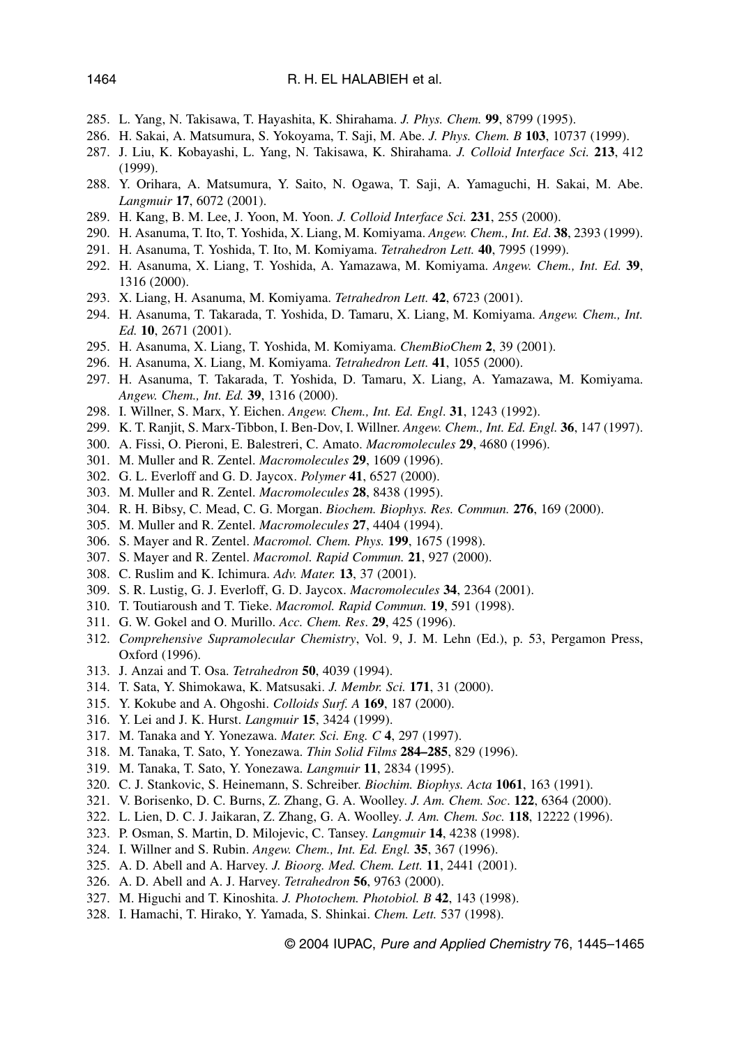285. L. Yang, N. Takisawa, T. Hayashita, K. Shirahama. *J. Phys. Chem.* **99**, 8799 (1995).
286. H. Sakai, A. Matsumura, S. Yokoyama, T. Saji, M. Abe. *J. Phys. Chem. B* **103**, 10737 (1999).
287. J. Liu, K. Kobayashi, L. Yang, N. Takisawa, K. Shirahama. *J. Colloid Interface Sci.* **213**, 412 (1999).
288. Y. Orihara, A. Matsumura, Y. Saito, N. Ogawa, T. Saji, A. Yamaguchi, H. Sakai, M. Abe. *Langmuir* **17**, 6072 (2001).
289. H. Kang, B. M. Lee, J. Yoon, M. Yoon. *J. Colloid Interface Sci.* **231**, 255 (2000).
290. H. Asanuma, T. Ito, T. Yoshida, X. Liang, M. Komiyama. *Angew. Chem., Int. Ed*. **38**, 2393 (1999).
291. H. Asanuma, T. Yoshida, T. Ito, M. Komiyama. *Tetrahedron Lett.* **40**, 7995 (1999).
292. H. Asanuma, X. Liang, T. Yoshida, A. Yamazawa, M. Komiyama. *Angew. Chem., Int. Ed.* **39**, 1316 (2000).
293. X. Liang, H. Asanuma, M. Komiyama. *Tetrahedron Lett.* **42**, 6723 (2001).
294. H. Asanuma, T. Takarada, T. Yoshida, D. Tamaru, X. Liang, M. Komiyama. *Angew. Chem., Int. Ed.* **10**, 2671 (2001).
295. H. Asanuma, X. Liang, T. Yoshida, M. Komiyama. *ChemBioChem* **2**, 39 (2001).
296. H. Asanuma, X. Liang, M. Komiyama. *Tetrahedron Lett.* **41**, 1055 (2000).
297. H. Asanuma, T. Takarada, T. Yoshida, D. Tamaru, X. Liang, A. Yamazawa, M. Komiyama. *Angew. Chem., Int. Ed.* **39**, 1316 (2000).
298. I. Willner, S. Marx, Y. Eichen. *Angew. Chem., Int. Ed. Engl*. **31**, 1243 (1992).
299. K. T. Ranjit, S. Marx-Tibbon, I. Ben-Dov, I. Willner. *Angew. Chem., Int. Ed. Engl.* **36**, 147 (1997).
300. A. Fissi, O. Pieroni, E. Balestreri, C. Amato. *Macromolecules* **29**, 4680 (1996).
301. M. Muller and R. Zentel. *Macromolecules* **29**, 1609 (1996).
302. G. L. Everloff and G. D. Jaycox. *Polymer* **41**, 6527 (2000).
303. M. Muller and R. Zentel. *Macromolecules* **28**, 8438 (1995).
304. R. H. Bibsy, C. Mead, C. G. Morgan. *Biochem. Biophys. Res. Commun.* **276**, 169 (2000).
305. M. Muller and R. Zentel. *Macromolecules* **27**, 4404 (1994).
306. S. Mayer and R. Zentel. *Macromol. Chem. Phys.* **199**, 1675 (1998).
307. S. Mayer and R. Zentel. *Macromol. Rapid Commun.* **21**, 927 (2000).
308. C. Ruslim and K. Ichimura. *Adv. Mater.* **13**, 37 (2001).
309. S. R. Lustig, G. J. Everloff, G. D. Jaycox. *Macromolecules* **34**, 2364 (2001).
310. T. Toutiaroush and T. Tieke. *Macromol. Rapid Commun.* **19**, 591 (1998).
311. G. W. Gokel and O. Murillo. *Acc. Chem. Res*. **29**, 425 (1996).
312. *Comprehensive Supramolecular Chemistry*, Vol. 9, J. M. Lehn (Ed.), p. 53, Pergamon Press, Oxford (1996).
313. J. Anzai and T. Osa. *Tetrahedron* **50**, 4039 (1994).
314. T. Sata, Y. Shimokawa, K. Matsusaki. *J. Membr. Sci.* **171**, 31 (2000).
315. Y. Kokube and A. Ohgoshi. *Colloids Surf. A* **169**, 187 (2000).
316. Y. Lei and J. K. Hurst. *Langmuir* **15**, 3424 (1999).
317. M. Tanaka and Y. Yonezawa. *Mater. Sci. Eng. C* **4**, 297 (1997).
318. M. Tanaka, T. Sato, Y. Yonezawa. *Thin Solid Films* **284–285**, 829 (1996).
319. M. Tanaka, T. Sato, Y. Yonezawa. *Langmuir* **11**, 2834 (1995).
320. C. J. Stankovic, S. Heinemann, S. Schreiber. *Biochim. Biophys. Acta* **1061**, 163 (1991).
321. V. Borisenko, D. C. Burns, Z. Zhang, G. A. Woolley. *J. Am. Chem. Soc*. **122**, 6364 (2000).
322. L. Lien, D. C. J. Jaikaran, Z. Zhang, G. A. Woolley. *J. Am. Chem. Soc.* **118**, 12222 (1996).
323. P. Osman, S. Martin, D. Milojevic, C. Tansey. *Langmuir* **14**, 4238 (1998).
324. I. Willner and S. Rubin. *Angew. Chem., Int. Ed. Engl.* **35**, 367 (1996).
325. A. D. Abell and A. Harvey. *J. Bioorg. Med. Chem. Lett.* **11**, 2441 (2001).
326. A. D. Abell and A. J. Harvey. *Tetrahedron* **56**, 9763 (2000).
327. M. Higuchi and T. Kinoshita. *J. Photochem. Photobiol. B* **42**, 143 (1998).
328. I. Hamachi, T. Hirako, Y. Yamada, S. Shinkai. *Chem. Lett.* 537 (1998).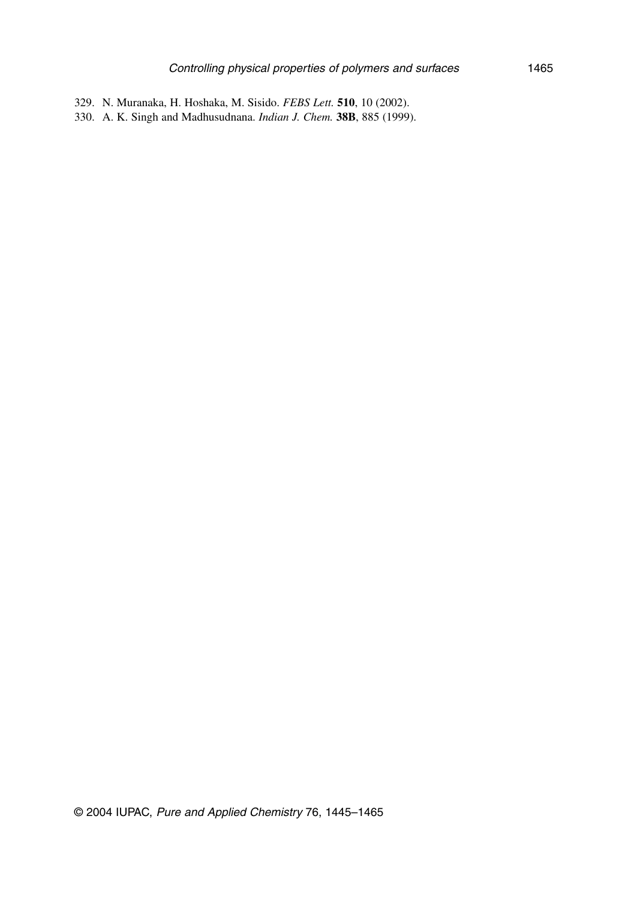329. N. Muranaka, H. Hoshaka, M. Sisido. *FEBS Lett.* **510**, 10 (2002).
330. A. K. Singh and Madhusudnana. *Indian J. Chem.* **38B**, 885 (1999).